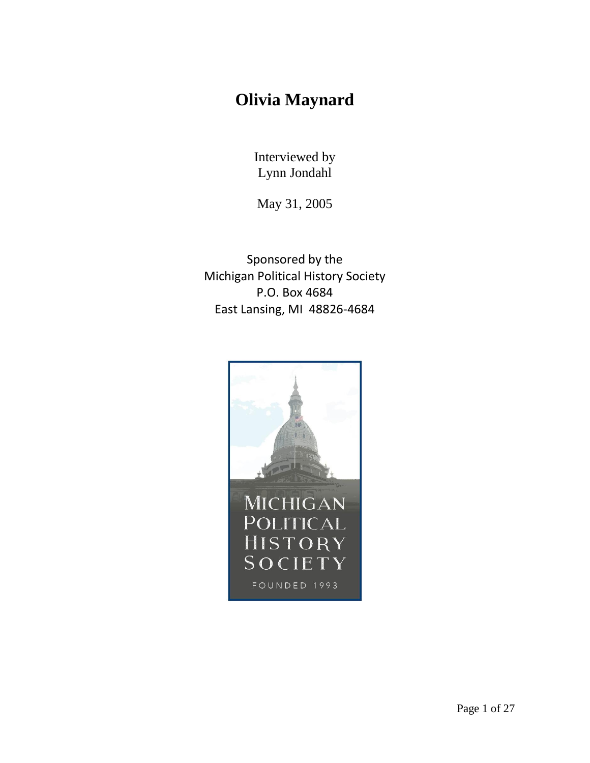# Olivia Maynard

Interviewed by
Lynn Jondahl

May 31, 2005

Sponsored by the
Michigan Political History Society
P.O. Box 4684
East Lansing, MI 48826-4684

MICHIGAN
POLITICAL
HISTORY
SOCIETY

FOUNDED 1993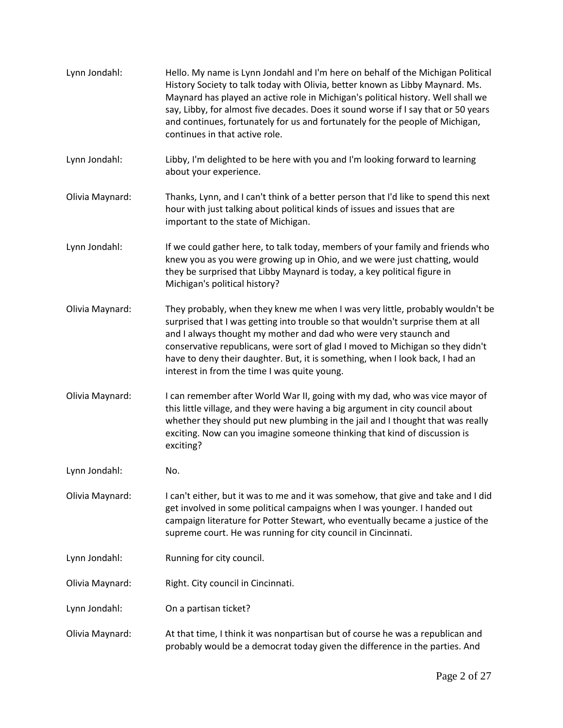Lynn Jondahl: Hello. My name is Lynn Jondahl and I'm here on behalf of the Michigan Political History Society to talk today with Olivia, better known as Libby Maynard. Ms. Maynard has played an active role in Michigan's political history. Well shall we say, Libby, for almost five decades. Does it sound worse if I say that or 50 years and continues, fortunately for us and fortunately for the people of Michigan, continues in that active role.

Lynn Jondahl: Libby, I'm delighted to be here with you and I'm looking forward to learning about your experience.

Olivia Maynard: Thanks, Lynn, and I can't think of a better person that I'd like to spend this next hour with just talking about political kinds of issues and issues that are important to the state of Michigan.

Lynn Jondahl: If we could gather here, to talk today, members of your family and friends who knew you as you were growing up in Ohio, and we were just chatting, would they be surprised that Libby Maynard is today, a key political figure in Michigan's political history?

Olivia Maynard: They probably, when they knew me when I was very little, probably wouldn't be surprised that I was getting into trouble so that wouldn't surprise them at all and I always thought my mother and dad who were very staunch and conservative republicans, were sort of glad I moved to Michigan so they didn't have to deny their daughter. But, it is something, when I look back, I had an interest in from the time I was quite young.

Olivia Maynard: I can remember after World War II, going with my dad, who was vice mayor of this little village, and they were having a big argument in city council about whether they should put new plumbing in the jail and I thought that was really exciting. Now can you imagine someone thinking that kind of discussion is exciting?

Lynn Jondahl: No.

Olivia Maynard: I can't either, but it was to me and it was somehow, that give and take and I did get involved in some political campaigns when I was younger. I handed out campaign literature for Potter Stewart, who eventually became a justice of the supreme court. He was running for city council in Cincinnati.

Lynn Jondahl: Running for city council.

Olivia Maynard: Right. City council in Cincinnati.

Lynn Jondahl: On a partisan ticket?

Olivia Maynard: At that time, I think it was nonpartisan but of course he was a republican and probably would be a democrat today given the difference in the parties. And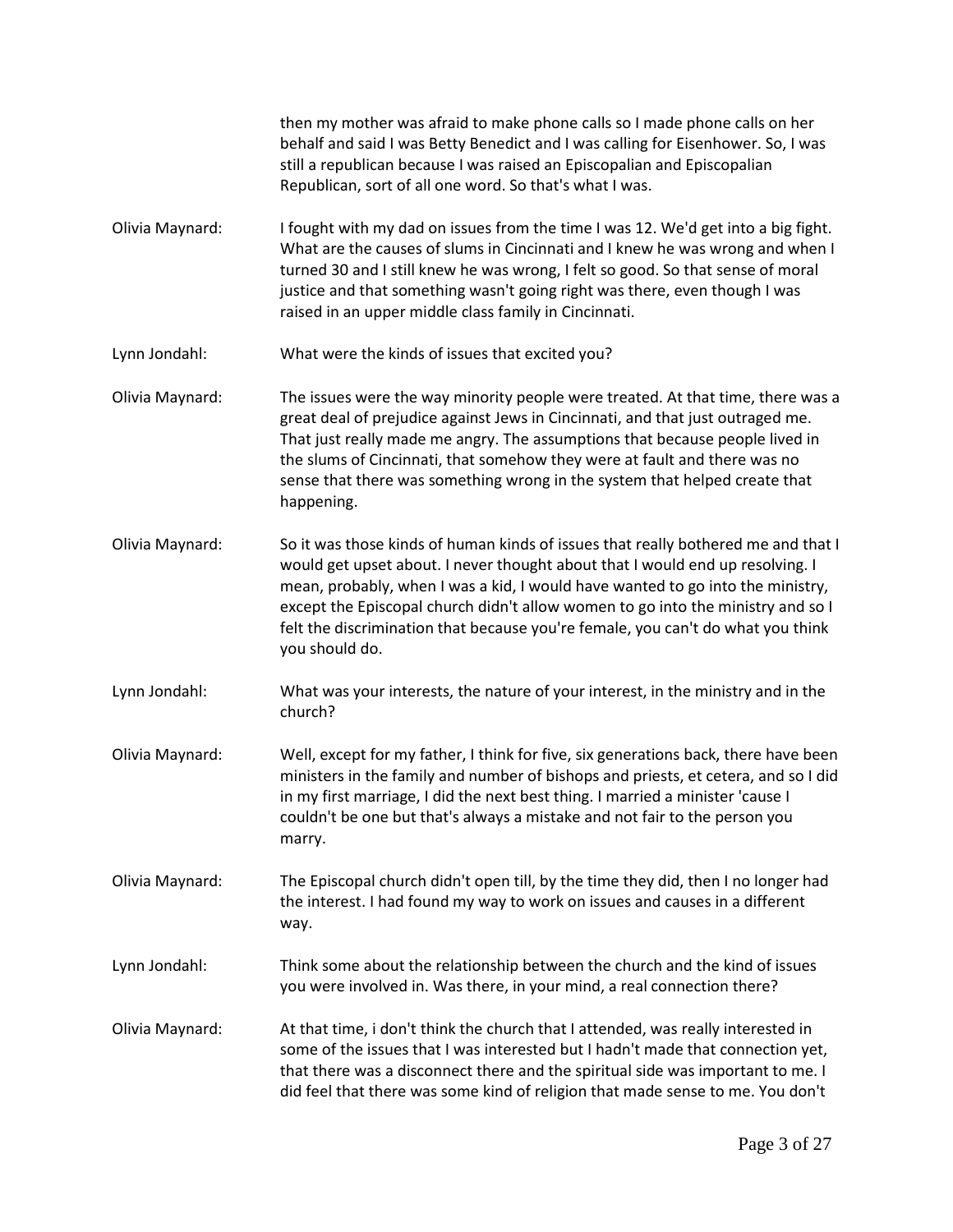then my mother was afraid to make phone calls so I made phone calls on her behalf and said I was Betty Benedict and I was calling for Eisenhower. So, I was still a republican because I was raised an Episcopalian and Episcopalian Republican, sort of all one word. So that's what I was.

Olivia Maynard: I fought with my dad on issues from the time I was 12. We'd get into a big fight. What are the causes of slums in Cincinnati and I knew he was wrong and when I turned 30 and I still knew he was wrong, I felt so good. So that sense of moral justice and that something wasn't going right was there, even though I was raised in an upper middle class family in Cincinnati.

Lynn Jondahl: What were the kinds of issues that excited you?

Olivia Maynard: The issues were the way minority people were treated. At that time, there was a great deal of prejudice against Jews in Cincinnati, and that just outraged me. That just really made me angry. The assumptions that because people lived in the slums of Cincinnati, that somehow they were at fault and there was no sense that there was something wrong in the system that helped create that happening.

Olivia Maynard: So it was those kinds of human kinds of issues that really bothered me and that I would get upset about. I never thought about that I would end up resolving. I mean, probably, when I was a kid, I would have wanted to go into the ministry, except the Episcopal church didn't allow women to go into the ministry and so I felt the discrimination that because you're female, you can't do what you think you should do.

Lynn Jondahl: What was your interests, the nature of your interest, in the ministry and in the church?

Olivia Maynard: Well, except for my father, I think for five, six generations back, there have been ministers in the family and number of bishops and priests, et cetera, and so I did in my first marriage, I did the next best thing. I married a minister 'cause I couldn't be one but that's always a mistake and not fair to the person you marry.

Olivia Maynard: The Episcopal church didn't open till, by the time they did, then I no longer had the interest. I had found my way to work on issues and causes in a different way.

Lynn Jondahl: Think some about the relationship between the church and the kind of issues you were involved in. Was there, in your mind, a real connection there?

Olivia Maynard: At that time, i don't think the church that I attended, was really interested in some of the issues that I was interested but I hadn't made that connection yet, that there was a disconnect there and the spiritual side was important to me. I did feel that there was some kind of religion that made sense to me. You don't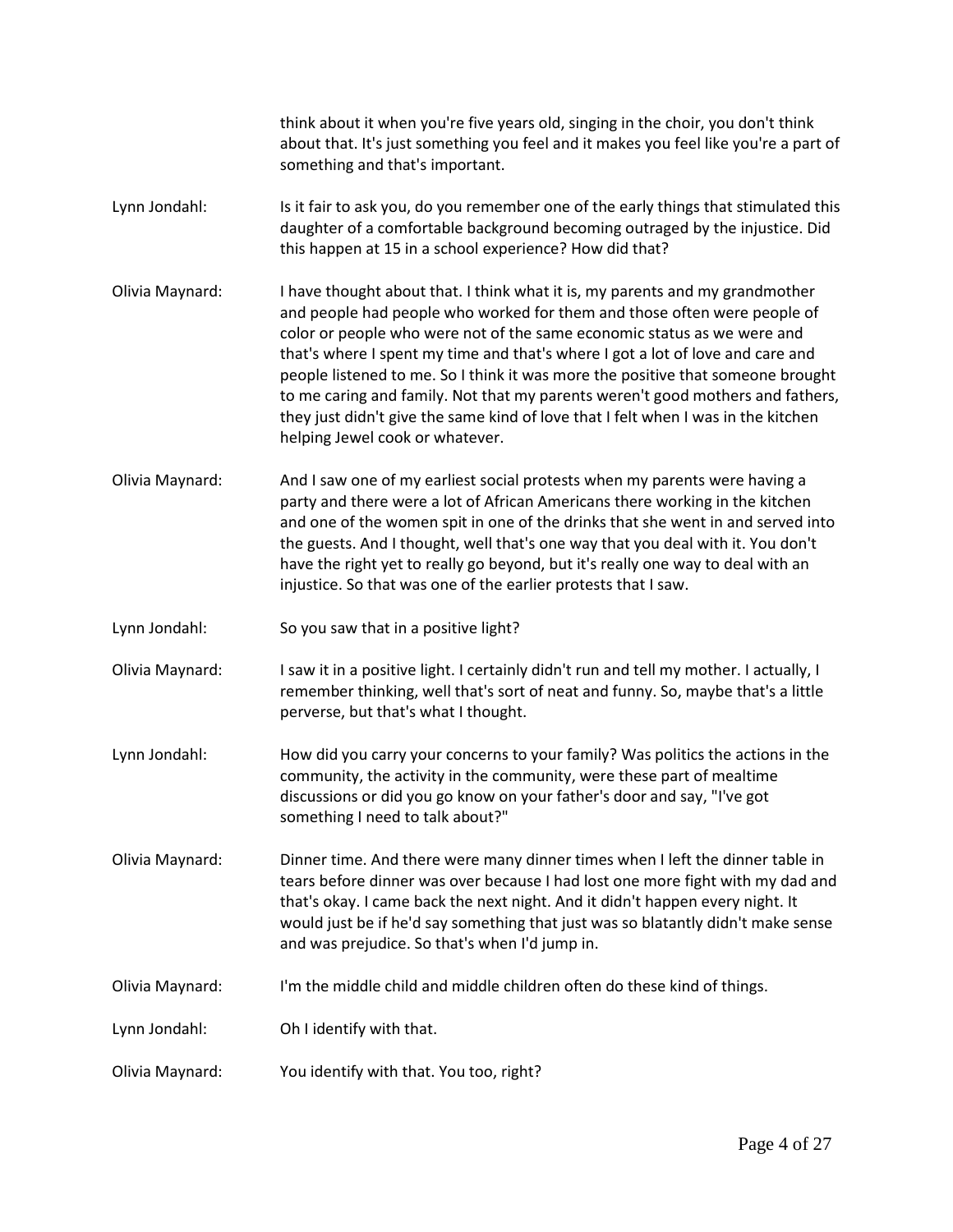think about it when you're five years old, singing in the choir, you don't think about that. It's just something you feel and it makes you feel like you're a part of something and that's important.

Lynn Jondahl: Is it fair to ask you, do you remember one of the early things that stimulated this daughter of a comfortable background becoming outraged by the injustice. Did this happen at 15 in a school experience? How did that?

Olivia Maynard: I have thought about that. I think what it is, my parents and my grandmother and people had people who worked for them and those often were people of color or people who were not of the same economic status as we were and that's where I spent my time and that's where I got a lot of love and care and people listened to me. So I think it was more the positive that someone brought to me caring and family. Not that my parents weren't good mothers and fathers, they just didn't give the same kind of love that I felt when I was in the kitchen helping Jewel cook or whatever.

Olivia Maynard: And I saw one of my earliest social protests when my parents were having a party and there were a lot of African Americans there working in the kitchen and one of the women spit in one of the drinks that she went in and served into the guests. And I thought, well that's one way that you deal with it. You don't have the right yet to really go beyond, but it's really one way to deal with an injustice. So that was one of the earlier protests that I saw.

Lynn Jondahl: So you saw that in a positive light?

Olivia Maynard: I saw it in a positive light. I certainly didn't run and tell my mother. I actually, I remember thinking, well that's sort of neat and funny. So, maybe that's a little perverse, but that's what I thought.

Lynn Jondahl: How did you carry your concerns to your family? Was politics the actions in the community, the activity in the community, were these part of mealtime discussions or did you go know on your father's door and say, "I've got something I need to talk about?"

Olivia Maynard: Dinner time. And there were many dinner times when I left the dinner table in tears before dinner was over because I had lost one more fight with my dad and that's okay. I came back the next night. And it didn't happen every night. It would just be if he'd say something that just was so blatantly didn't make sense and was prejudice. So that's when I'd jump in.

Olivia Maynard: I'm the middle child and middle children often do these kind of things.

Lynn Jondahl: Oh I identify with that.

Olivia Maynard: You identify with that. You too, right?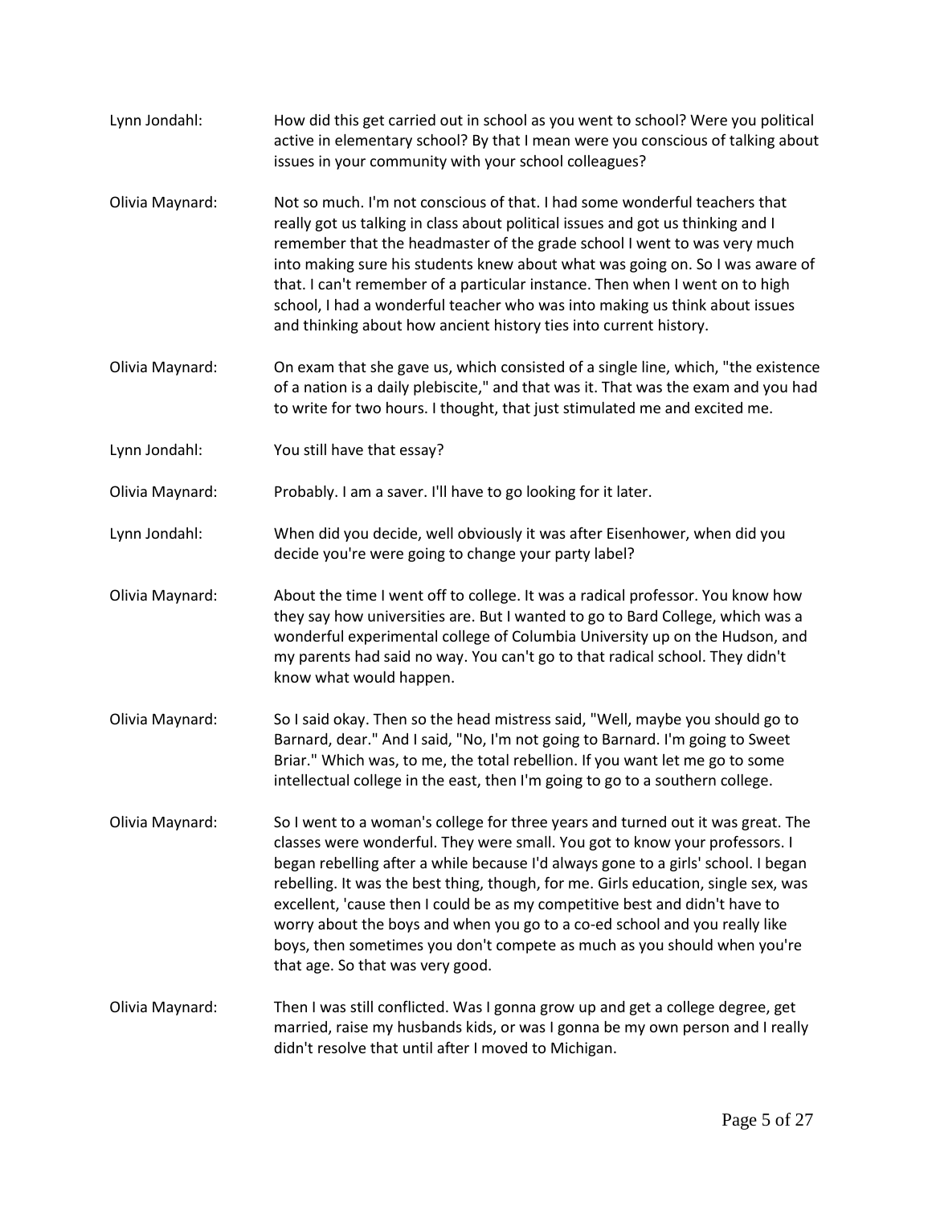Lynn Jondahl: How did this get carried out in school as you went to school? Were you political active in elementary school? By that I mean were you conscious of talking about issues in your community with your school colleagues?

Olivia Maynard: Not so much. I'm not conscious of that. I had some wonderful teachers that really got us talking in class about political issues and got us thinking and I remember that the headmaster of the grade school I went to was very much into making sure his students knew about what was going on. So I was aware of that. I can't remember of a particular instance. Then when I went on to high school, I had a wonderful teacher who was into making us think about issues and thinking about how ancient history ties into current history.

Olivia Maynard: On exam that she gave us, which consisted of a single line, which, "the existence of a nation is a daily plebiscite," and that was it. That was the exam and you had to write for two hours. I thought, that just stimulated me and excited me.

Lynn Jondahl: You still have that essay?

Olivia Maynard: Probably. I am a saver. I'll have to go looking for it later.

Lynn Jondahl: When did you decide, well obviously it was after Eisenhower, when did you decide you're were going to change your party label?

Olivia Maynard: About the time I went off to college. It was a radical professor. You know how they say how universities are. But I wanted to go to Bard College, which was a wonderful experimental college of Columbia University up on the Hudson, and my parents had said no way. You can't go to that radical school. They didn't know what would happen.

Olivia Maynard: So I said okay. Then so the head mistress said, "Well, maybe you should go to Barnard, dear." And I said, "No, I'm not going to Barnard. I'm going to Sweet Briar." Which was, to me, the total rebellion. If you want let me go to some intellectual college in the east, then I'm going to go to a southern college.

Olivia Maynard: So I went to a woman's college for three years and turned out it was great. The classes were wonderful. They were small. You got to know your professors. I began rebelling after a while because I'd always gone to a girls' school. I began rebelling. It was the best thing, though, for me. Girls education, single sex, was excellent, 'cause then I could be as my competitive best and didn't have to worry about the boys and when you go to a co-ed school and you really like boys, then sometimes you don't compete as much as you should when you're that age. So that was very good.

Olivia Maynard: Then I was still conflicted. Was I gonna grow up and get a college degree, get married, raise my husbands kids, or was I gonna be my own person and I really didn't resolve that until after I moved to Michigan.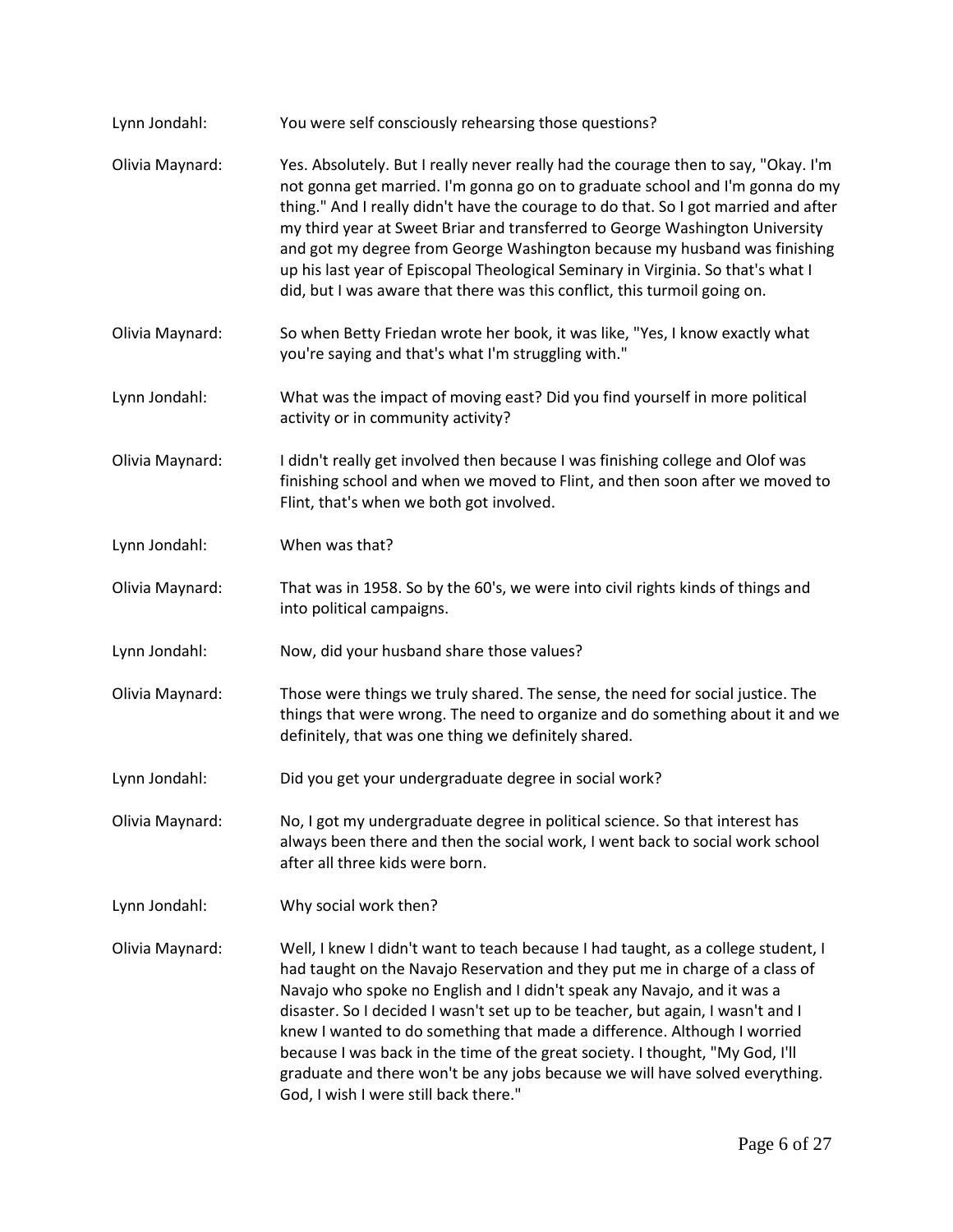Lynn Jondahl: You were self consciously rehearsing those questions?

Olivia Maynard: Yes. Absolutely. But I really never really had the courage then to say, "Okay. I'm not gonna get married. I'm gonna go on to graduate school and I'm gonna do my thing." And I really didn't have the courage to do that. So I got married and after my third year at Sweet Briar and transferred to George Washington University and got my degree from George Washington because my husband was finishing up his last year of Episcopal Theological Seminary in Virginia. So that's what I did, but I was aware that there was this conflict, this turmoil going on.

Olivia Maynard: So when Betty Friedan wrote her book, it was like, "Yes, I know exactly what you're saying and that's what I'm struggling with."

Lynn Jondahl: What was the impact of moving east? Did you find yourself in more political activity or in community activity?

Olivia Maynard: I didn't really get involved then because I was finishing college and Olof was finishing school and when we moved to Flint, and then soon after we moved to Flint, that's when we both got involved.

Lynn Jondahl: When was that?

Olivia Maynard: That was in 1958. So by the 60's, we were into civil rights kinds of things and into political campaigns.

Lynn Jondahl: Now, did your husband share those values?

Olivia Maynard: Those were things we truly shared. The sense, the need for social justice. The things that were wrong. The need to organize and do something about it and we definitely, that was one thing we definitely shared.

Lynn Jondahl: Did you get your undergraduate degree in social work?

Olivia Maynard: No, I got my undergraduate degree in political science. So that interest has always been there and then the social work, I went back to social work school after all three kids were born.

Lynn Jondahl: Why social work then?

Olivia Maynard: Well, I knew I didn't want to teach because I had taught, as a college student, I had taught on the Navajo Reservation and they put me in charge of a class of Navajo who spoke no English and I didn't speak any Navajo, and it was a disaster. So I decided I wasn't set up to be teacher, but again, I wasn't and I knew I wanted to do something that made a difference. Although I worried because I was back in the time of the great society. I thought, "My God, I'll graduate and there won't be any jobs because we will have solved everything. God, I wish I were still back there."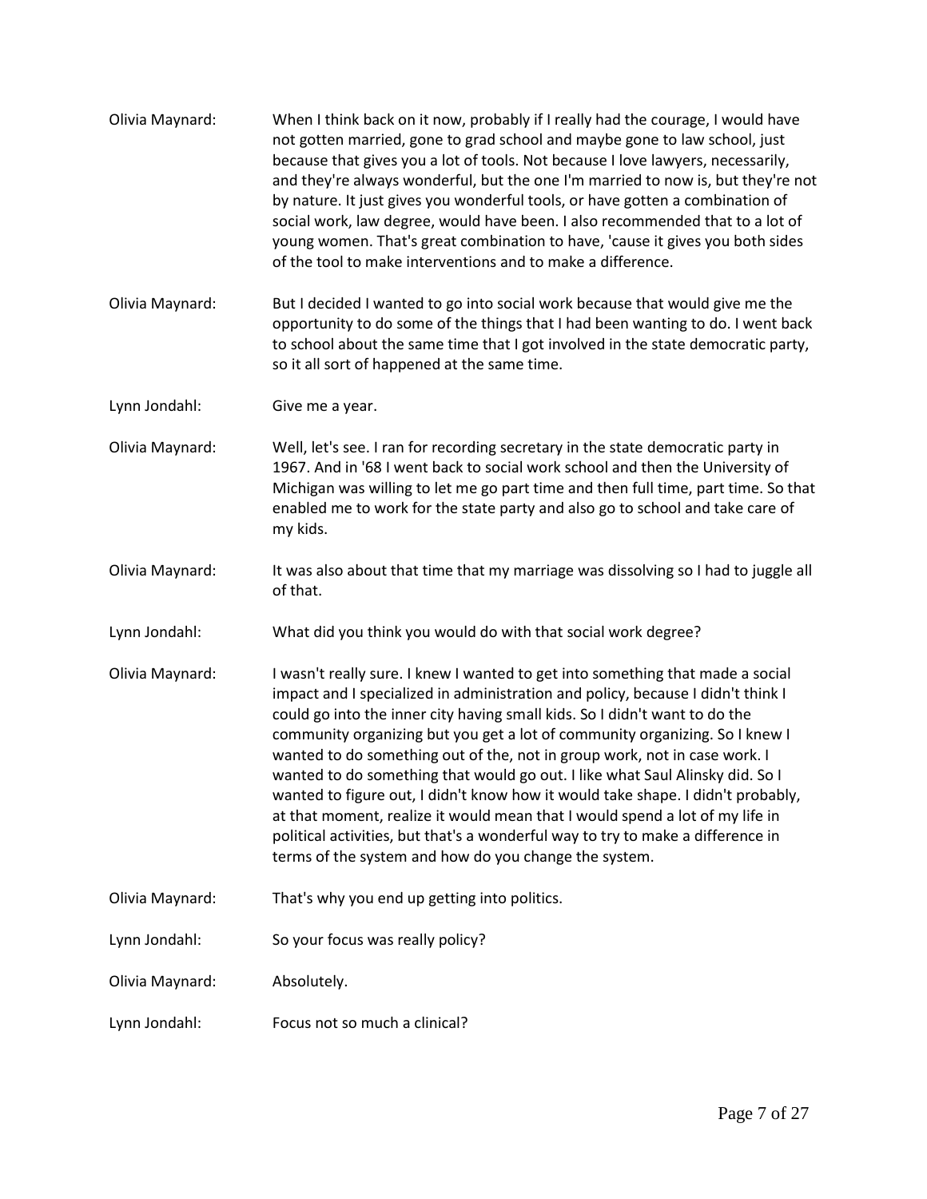Olivia Maynard: When I think back on it now, probably if I really had the courage, I would have not gotten married, gone to grad school and maybe gone to law school, just because that gives you a lot of tools. Not because I love lawyers, necessarily, and they're always wonderful, but the one I'm married to now is, but they're not by nature. It just gives you wonderful tools, or have gotten a combination of social work, law degree, would have been. I also recommended that to a lot of young women. That's great combination to have, 'cause it gives you both sides of the tool to make interventions and to make a difference.

Olivia Maynard: But I decided I wanted to go into social work because that would give me the opportunity to do some of the things that I had been wanting to do. I went back to school about the same time that I got involved in the state democratic party, so it all sort of happened at the same time.

Lynn Jondahl: Give me a year.

Olivia Maynard: Well, let's see. I ran for recording secretary in the state democratic party in 1967. And in '68 I went back to social work school and then the University of Michigan was willing to let me go part time and then full time, part time. So that enabled me to work for the state party and also go to school and take care of my kids.

Olivia Maynard: It was also about that time that my marriage was dissolving so I had to juggle all of that.

Lynn Jondahl: What did you think you would do with that social work degree?

Olivia Maynard: I wasn't really sure. I knew I wanted to get into something that made a social impact and I specialized in administration and policy, because I didn't think I could go into the inner city having small kids. So I didn't want to do the community organizing but you get a lot of community organizing. So I knew I wanted to do something out of the, not in group work, not in case work. I wanted to do something that would go out. I like what Saul Alinsky did. So I wanted to figure out, I didn't know how it would take shape. I didn't probably, at that moment, realize it would mean that I would spend a lot of my life in political activities, but that's a wonderful way to try to make a difference in terms of the system and how do you change the system.

Olivia Maynard: That's why you end up getting into politics.

Lynn Jondahl: So your focus was really policy?

Olivia Maynard: Absolutely.

Lynn Jondahl: Focus not so much a clinical?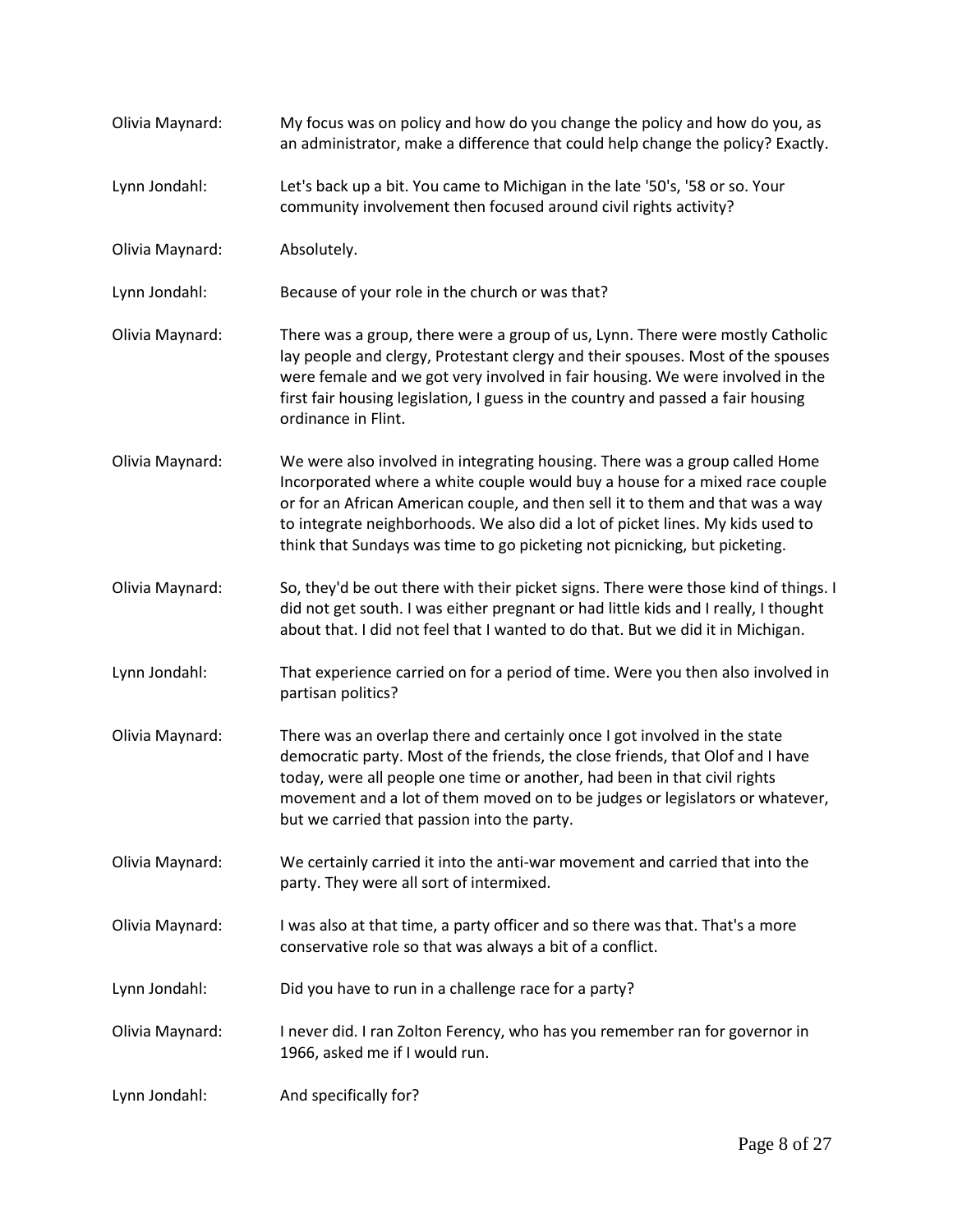Olivia Maynard: My focus was on policy and how do you change the policy and how do you, as an administrator, make a difference that could help change the policy? Exactly.

Lynn Jondahl: Let's back up a bit. You came to Michigan in the late '50's, '58 or so. Your community involvement then focused around civil rights activity?

Olivia Maynard: Absolutely.

Lynn Jondahl: Because of your role in the church or was that?

Olivia Maynard: There was a group, there were a group of us, Lynn. There were mostly Catholic lay people and clergy, Protestant clergy and their spouses. Most of the spouses were female and we got very involved in fair housing. We were involved in the first fair housing legislation, I guess in the country and passed a fair housing ordinance in Flint.

Olivia Maynard: We were also involved in integrating housing. There was a group called Home Incorporated where a white couple would buy a house for a mixed race couple or for an African American couple, and then sell it to them and that was a way to integrate neighborhoods. We also did a lot of picket lines. My kids used to think that Sundays was time to go picketing not picnicking, but picketing.

Olivia Maynard: So, they'd be out there with their picket signs. There were those kind of things. I did not get south. I was either pregnant or had little kids and I really, I thought about that. I did not feel that I wanted to do that. But we did it in Michigan.

Lynn Jondahl: That experience carried on for a period of time. Were you then also involved in partisan politics?

Olivia Maynard: There was an overlap there and certainly once I got involved in the state democratic party. Most of the friends, the close friends, that Olof and I have today, were all people one time or another, had been in that civil rights movement and a lot of them moved on to be judges or legislators or whatever, but we carried that passion into the party.

Olivia Maynard: We certainly carried it into the anti-war movement and carried that into the party. They were all sort of intermixed.

Olivia Maynard: I was also at that time, a party officer and so there was that. That's a more conservative role so that was always a bit of a conflict.

Lynn Jondahl: Did you have to run in a challenge race for a party?

Olivia Maynard: I never did. I ran Zolton Ferency, who has you remember ran for governor in 1966, asked me if I would run.

Lynn Jondahl: And specifically for?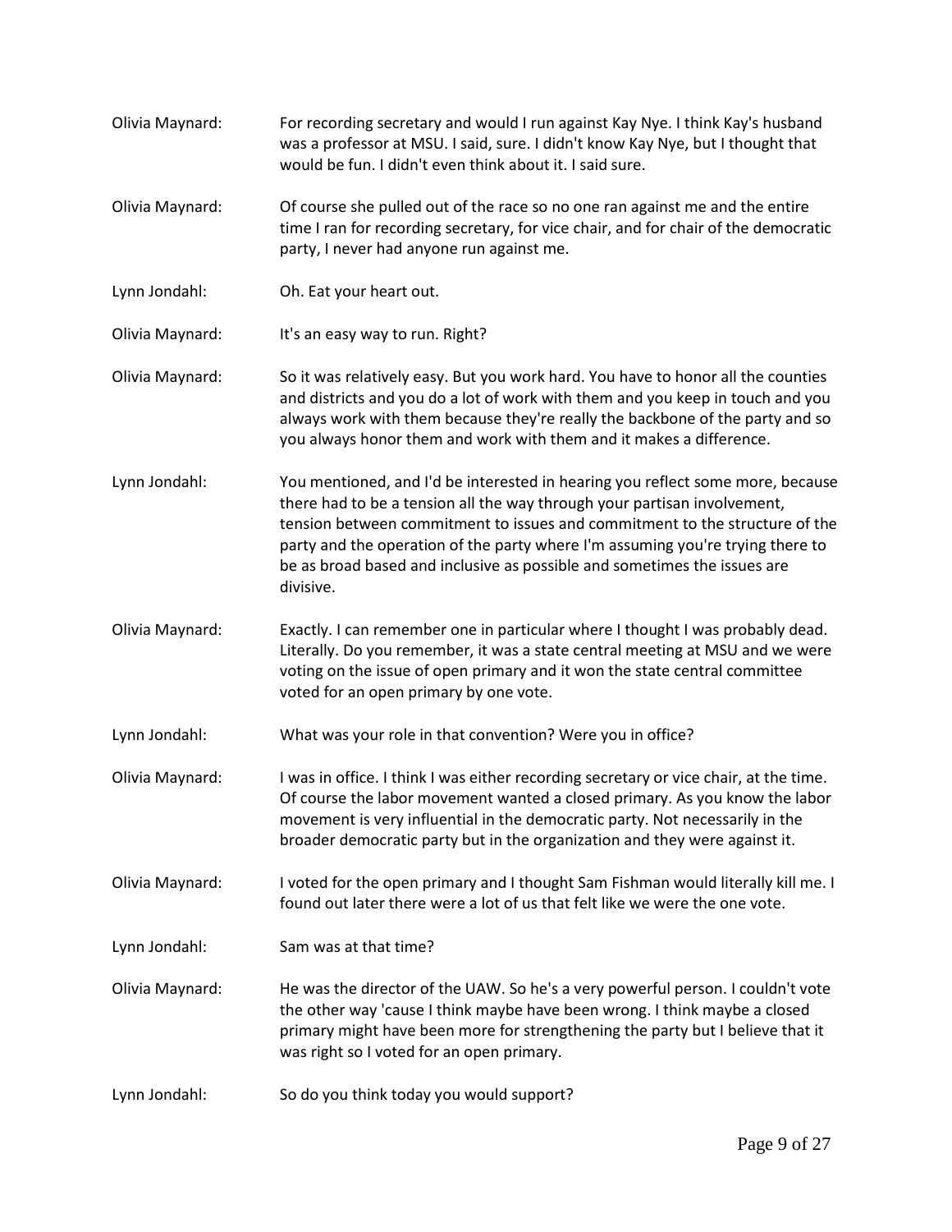Olivia Maynard: For recording secretary and would I run against Kay Nye. I think Kay's husband was a professor at MSU. I said, sure. I didn't know Kay Nye, but I thought that would be fun. I didn't even think about it. I said sure.

Olivia Maynard: Of course she pulled out of the race so no one ran against me and the entire time I ran for recording secretary, for vice chair, and for chair of the democratic party, I never had anyone run against me.

Lynn Jondahl: Oh. Eat your heart out.

Olivia Maynard: It's an easy way to run. Right?

Olivia Maynard: So it was relatively easy. But you work hard. You have to honor all the counties and districts and you do a lot of work with them and you keep in touch and you always work with them because they're really the backbone of the party and so you always honor them and work with them and it makes a difference.

Lynn Jondahl: You mentioned, and I'd be interested in hearing you reflect some more, because there had to be a tension all the way through your partisan involvement, tension between commitment to issues and commitment to the structure of the party and the operation of the party where I'm assuming you're trying there to be as broad based and inclusive as possible and sometimes the issues are divisive.

Olivia Maynard: Exactly. I can remember one in particular where I thought I was probably dead. Literally. Do you remember, it was a state central meeting at MSU and we were voting on the issue of open primary and it won the state central committee voted for an open primary by one vote.

Lynn Jondahl: What was your role in that convention? Were you in office?

Olivia Maynard: I was in office. I think I was either recording secretary or vice chair, at the time. Of course the labor movement wanted a closed primary. As you know the labor movement is very influential in the democratic party. Not necessarily in the broader democratic party but in the organization and they were against it.

Olivia Maynard: I voted for the open primary and I thought Sam Fishman would literally kill me. I found out later there were a lot of us that felt like we were the one vote.

Lynn Jondahl: Sam was at that time?

Olivia Maynard: He was the director of the UAW. So he's a very powerful person. I couldn't vote the other way 'cause I think maybe have been wrong. I think maybe a closed primary might have been more for strengthening the party but I believe that it was right so I voted for an open primary.

Lynn Jondahl: So do you think today you would support?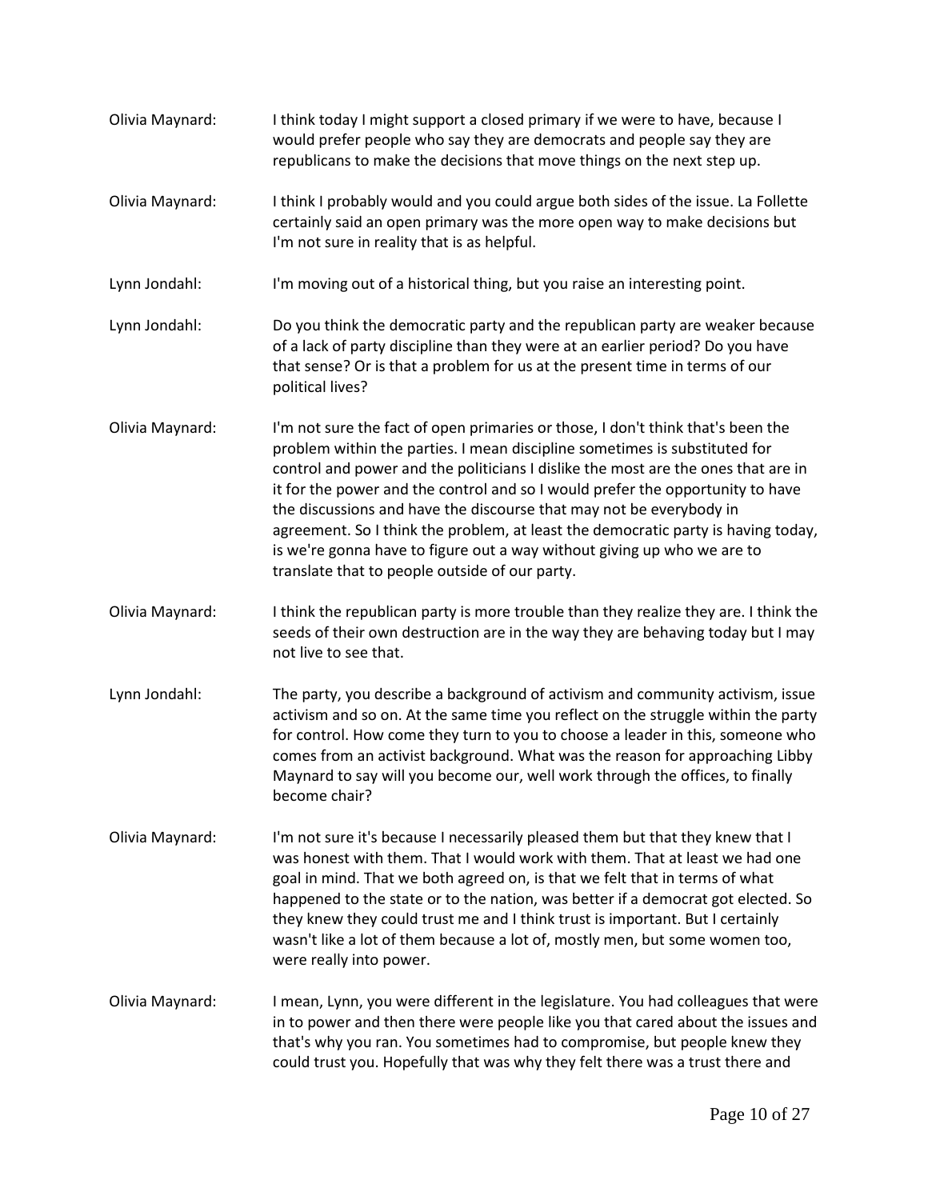Olivia Maynard: I think today I might support a closed primary if we were to have, because I would prefer people who say they are democrats and people say they are republicans to make the decisions that move things on the next step up.

Olivia Maynard: I think I probably would and you could argue both sides of the issue. La Follette certainly said an open primary was the more open way to make decisions but I'm not sure in reality that is as helpful.

Lynn Jondahl: I'm moving out of a historical thing, but you raise an interesting point.

Lynn Jondahl: Do you think the democratic party and the republican party are weaker because of a lack of party discipline than they were at an earlier period? Do you have that sense? Or is that a problem for us at the present time in terms of our political lives?

Olivia Maynard: I'm not sure the fact of open primaries or those, I don't think that's been the problem within the parties. I mean discipline sometimes is substituted for control and power and the politicians I dislike the most are the ones that are in it for the power and the control and so I would prefer the opportunity to have the discussions and have the discourse that may not be everybody in agreement. So I think the problem, at least the democratic party is having today, is we're gonna have to figure out a way without giving up who we are to translate that to people outside of our party.

Olivia Maynard: I think the republican party is more trouble than they realize they are. I think the seeds of their own destruction are in the way they are behaving today but I may not live to see that.

Lynn Jondahl: The party, you describe a background of activism and community activism, issue activism and so on. At the same time you reflect on the struggle within the party for control. How come they turn to you to choose a leader in this, someone who comes from an activist background. What was the reason for approaching Libby Maynard to say will you become our, well work through the offices, to finally become chair?

Olivia Maynard: I'm not sure it's because I necessarily pleased them but that they knew that I was honest with them. That I would work with them. That at least we had one goal in mind. That we both agreed on, is that we felt that in terms of what happened to the state or to the nation, was better if a democrat got elected. So they knew they could trust me and I think trust is important. But I certainly wasn't like a lot of them because a lot of, mostly men, but some women too, were really into power.

Olivia Maynard: I mean, Lynn, you were different in the legislature. You had colleagues that were in to power and then there were people like you that cared about the issues and that's why you ran. You sometimes had to compromise, but people knew they could trust you. Hopefully that was why they felt there was a trust there and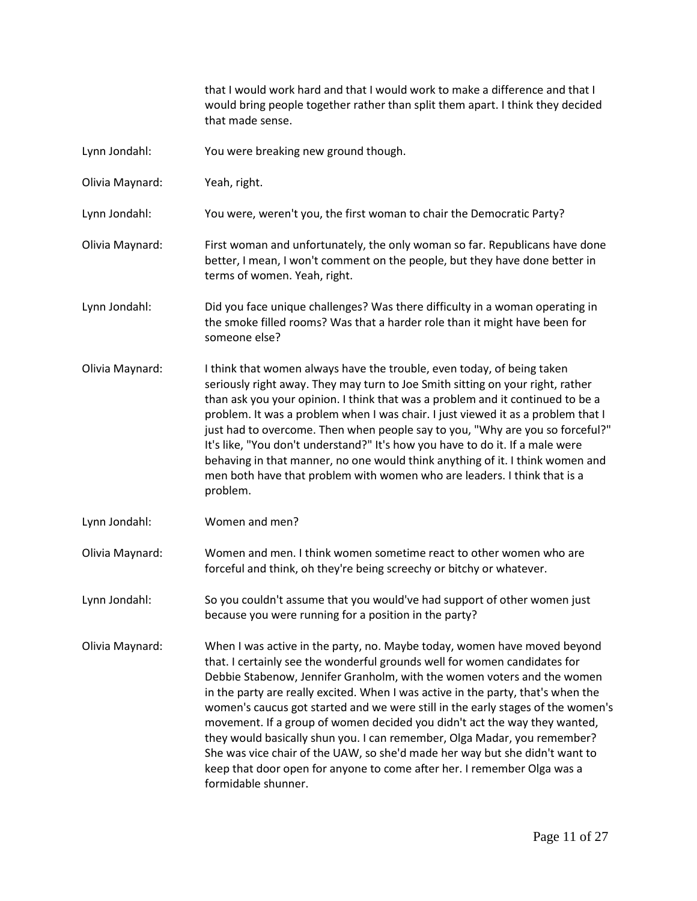that I would work hard and that I would work to make a difference and that I would bring people together rather than split them apart. I think they decided that made sense.

Lynn Jondahl: You were breaking new ground though.

Olivia Maynard: Yeah, right.

Lynn Jondahl: You were, weren't you, the first woman to chair the Democratic Party?

Olivia Maynard: First woman and unfortunately, the only woman so far. Republicans have done better, I mean, I won't comment on the people, but they have done better in terms of women. Yeah, right.

Lynn Jondahl: Did you face unique challenges? Was there difficulty in a woman operating in the smoke filled rooms? Was that a harder role than it might have been for someone else?

Olivia Maynard: I think that women always have the trouble, even today, of being taken seriously right away. They may turn to Joe Smith sitting on your right, rather than ask you your opinion. I think that was a problem and it continued to be a problem. It was a problem when I was chair. I just viewed it as a problem that I just had to overcome. Then when people say to you, "Why are you so forceful?" It's like, "You don't understand?" It's how you have to do it. If a male were behaving in that manner, no one would think anything of it. I think women and men both have that problem with women who are leaders. I think that is a problem.

Lynn Jondahl: Women and men?

Olivia Maynard: Women and men. I think women sometime react to other women who are forceful and think, oh they're being screechy or bitchy or whatever.

Lynn Jondahl: So you couldn't assume that you would've had support of other women just because you were running for a position in the party?

Olivia Maynard: When I was active in the party, no. Maybe today, women have moved beyond that. I certainly see the wonderful grounds well for women candidates for Debbie Stabenow, Jennifer Granholm, with the women voters and the women in the party are really excited. When I was active in the party, that's when the women's caucus got started and we were still in the early stages of the women's movement. If a group of women decided you didn't act the way they wanted, they would basically shun you. I can remember, Olga Madar, you remember? She was vice chair of the UAW, so she'd made her way but she didn't want to keep that door open for anyone to come after her. I remember Olga was a formidable shunner.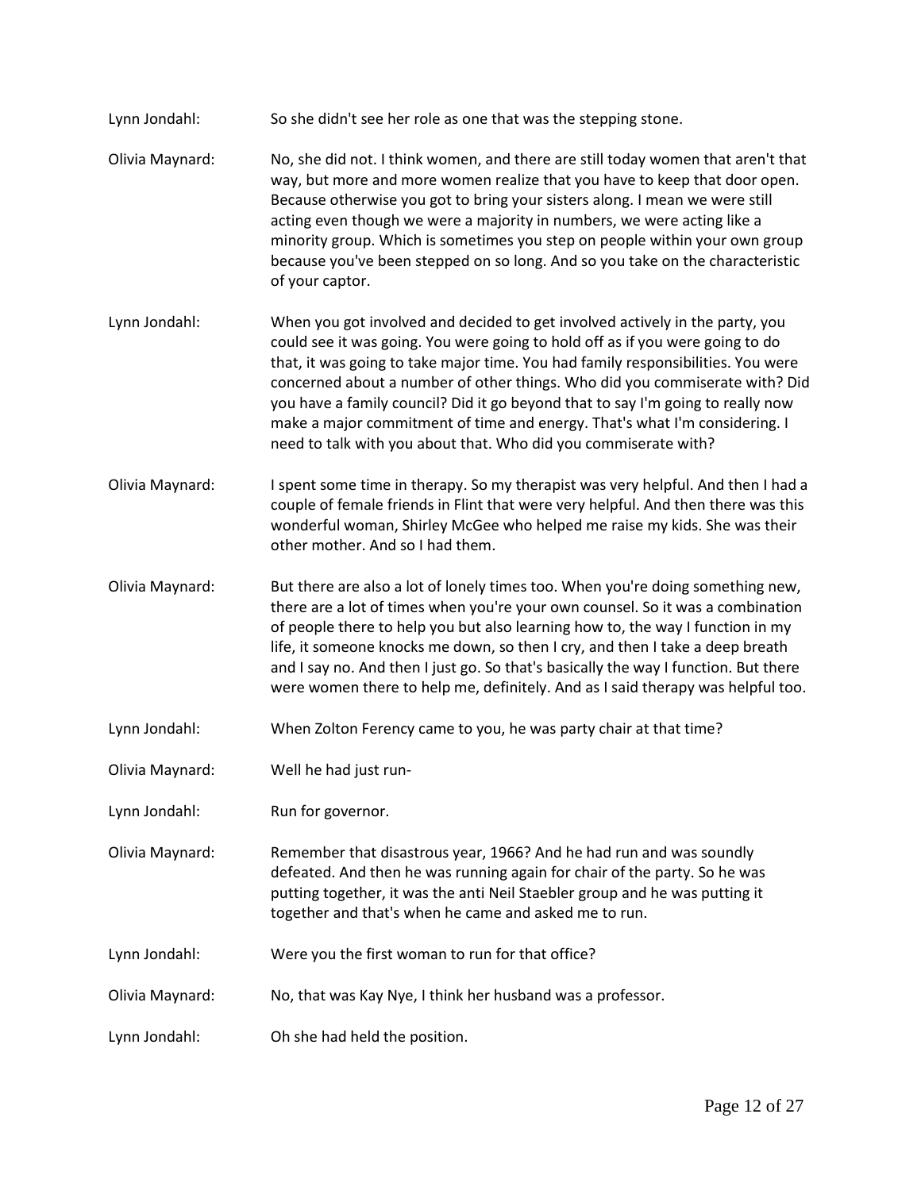Lynn Jondahl: So she didn't see her role as one that was the stepping stone.

Olivia Maynard: No, she did not. I think women, and there are still today women that aren't that way, but more and more women realize that you have to keep that door open. Because otherwise you got to bring your sisters along. I mean we were still acting even though we were a majority in numbers, we were acting like a minority group. Which is sometimes you step on people within your own group because you've been stepped on so long. And so you take on the characteristic of your captor.

Lynn Jondahl: When you got involved and decided to get involved actively in the party, you could see it was going. You were going to hold off as if you were going to do that, it was going to take major time. You had family responsibilities. You were concerned about a number of other things. Who did you commiserate with? Did you have a family council? Did it go beyond that to say I'm going to really now make a major commitment of time and energy. That's what I'm considering. I need to talk with you about that. Who did you commiserate with?

Olivia Maynard: I spent some time in therapy. So my therapist was very helpful. And then I had a couple of female friends in Flint that were very helpful. And then there was this wonderful woman, Shirley McGee who helped me raise my kids. She was their other mother. And so I had them.

Olivia Maynard: But there are also a lot of lonely times too. When you're doing something new, there are a lot of times when you're your own counsel. So it was a combination of people there to help you but also learning how to, the way I function in my life, it someone knocks me down, so then I cry, and then I take a deep breath and I say no. And then I just go. So that's basically the way I function. But there were women there to help me, definitely. And as I said therapy was helpful too.

Lynn Jondahl: When Zolton Ferency came to you, he was party chair at that time?

Olivia Maynard: Well he had just run-

Lynn Jondahl: Run for governor.

Olivia Maynard: Remember that disastrous year, 1966? And he had run and was soundly defeated. And then he was running again for chair of the party. So he was putting together, it was the anti Neil Staebler group and he was putting it together and that's when he came and asked me to run.

Lynn Jondahl: Were you the first woman to run for that office?

Olivia Maynard: No, that was Kay Nye, I think her husband was a professor.

Lynn Jondahl: Oh she had held the position.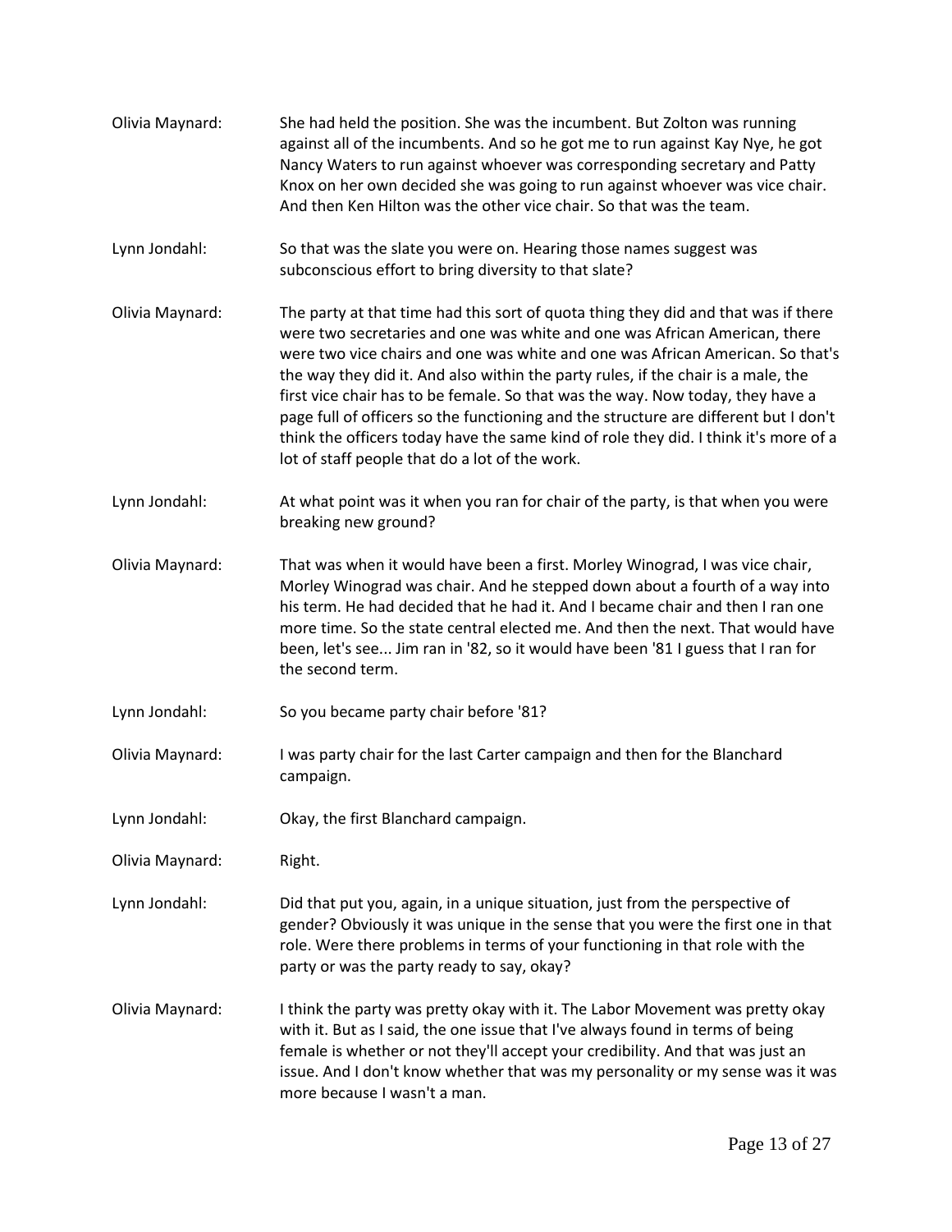Olivia Maynard: She had held the position. She was the incumbent. But Zolton was running against all of the incumbents. And so he got me to run against Kay Nye, he got Nancy Waters to run against whoever was corresponding secretary and Patty Knox on her own decided she was going to run against whoever was vice chair. And then Ken Hilton was the other vice chair. So that was the team.

Lynn Jondahl: So that was the slate you were on. Hearing those names suggest was subconscious effort to bring diversity to that slate?

Olivia Maynard: The party at that time had this sort of quota thing they did and that was if there were two secretaries and one was white and one was African American, there were two vice chairs and one was white and one was African American. So that's the way they did it. And also within the party rules, if the chair is a male, the first vice chair has to be female. So that was the way. Now today, they have a page full of officers so the functioning and the structure are different but I don't think the officers today have the same kind of role they did. I think it's more of a lot of staff people that do a lot of the work.

Lynn Jondahl: At what point was it when you ran for chair of the party, is that when you were breaking new ground?

Olivia Maynard: That was when it would have been a first. Morley Winograd, I was vice chair, Morley Winograd was chair. And he stepped down about a fourth of a way into his term. He had decided that he had it. And I became chair and then I ran one more time. So the state central elected me. And then the next. That would have been, let's see... Jim ran in '82, so it would have been '81 I guess that I ran for the second term.

Lynn Jondahl: So you became party chair before '81?

Olivia Maynard: I was party chair for the last Carter campaign and then for the Blanchard campaign.

Lynn Jondahl: Okay, the first Blanchard campaign.

Olivia Maynard: Right.

Lynn Jondahl: Did that put you, again, in a unique situation, just from the perspective of gender? Obviously it was unique in the sense that you were the first one in that role. Were there problems in terms of your functioning in that role with the party or was the party ready to say, okay?

Olivia Maynard: I think the party was pretty okay with it. The Labor Movement was pretty okay with it. But as I said, the one issue that I've always found in terms of being female is whether or not they'll accept your credibility. And that was just an issue. And I don't know whether that was my personality or my sense was it was more because I wasn't a man.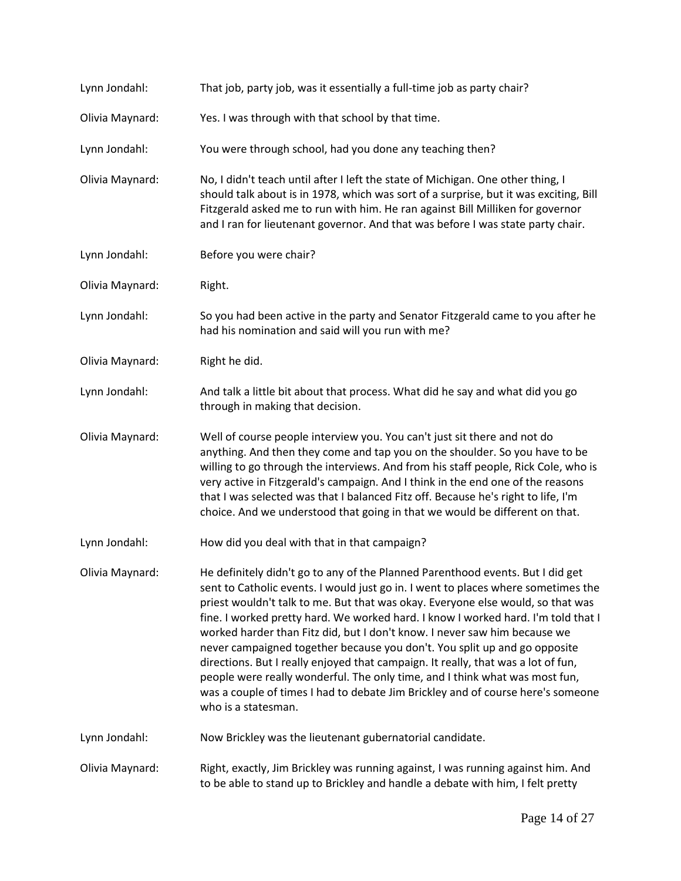Lynn Jondahl: That job, party job, was it essentially a full-time job as party chair?

Olivia Maynard: Yes. I was through with that school by that time.

Lynn Jondahl: You were through school, had you done any teaching then?

Olivia Maynard: No, I didn't teach until after I left the state of Michigan. One other thing, I should talk about is in 1978, which was sort of a surprise, but it was exciting, Bill Fitzgerald asked me to run with him. He ran against Bill Milliken for governor and I ran for lieutenant governor. And that was before I was state party chair.

Lynn Jondahl: Before you were chair?

Olivia Maynard: Right.

Lynn Jondahl: So you had been active in the party and Senator Fitzgerald came to you after he had his nomination and said will you run with me?

Olivia Maynard: Right he did.

Lynn Jondahl: And talk a little bit about that process. What did he say and what did you go through in making that decision.

Olivia Maynard: Well of course people interview you. You can't just sit there and not do anything. And then they come and tap you on the shoulder. So you have to be willing to go through the interviews. And from his staff people, Rick Cole, who is very active in Fitzgerald's campaign. And I think in the end one of the reasons that I was selected was that I balanced Fitz off. Because he's right to life, I'm choice. And we understood that going in that we would be different on that.

Lynn Jondahl: How did you deal with that in that campaign?

Olivia Maynard: He definitely didn't go to any of the Planned Parenthood events. But I did get sent to Catholic events. I would just go in. I went to places where sometimes the priest wouldn't talk to me. But that was okay. Everyone else would, so that was fine. I worked pretty hard. We worked hard. I know I worked hard. I'm told that I worked harder than Fitz did, but I don't know. I never saw him because we never campaigned together because you don't. You split up and go opposite directions. But I really enjoyed that campaign. It really, that was a lot of fun, people were really wonderful. The only time, and I think what was most fun, was a couple of times I had to debate Jim Brickley and of course here's someone who is a statesman.

Lynn Jondahl: Now Brickley was the lieutenant gubernatorial candidate.

Olivia Maynard: Right, exactly, Jim Brickley was running against, I was running against him. And to be able to stand up to Brickley and handle a debate with him, I felt pretty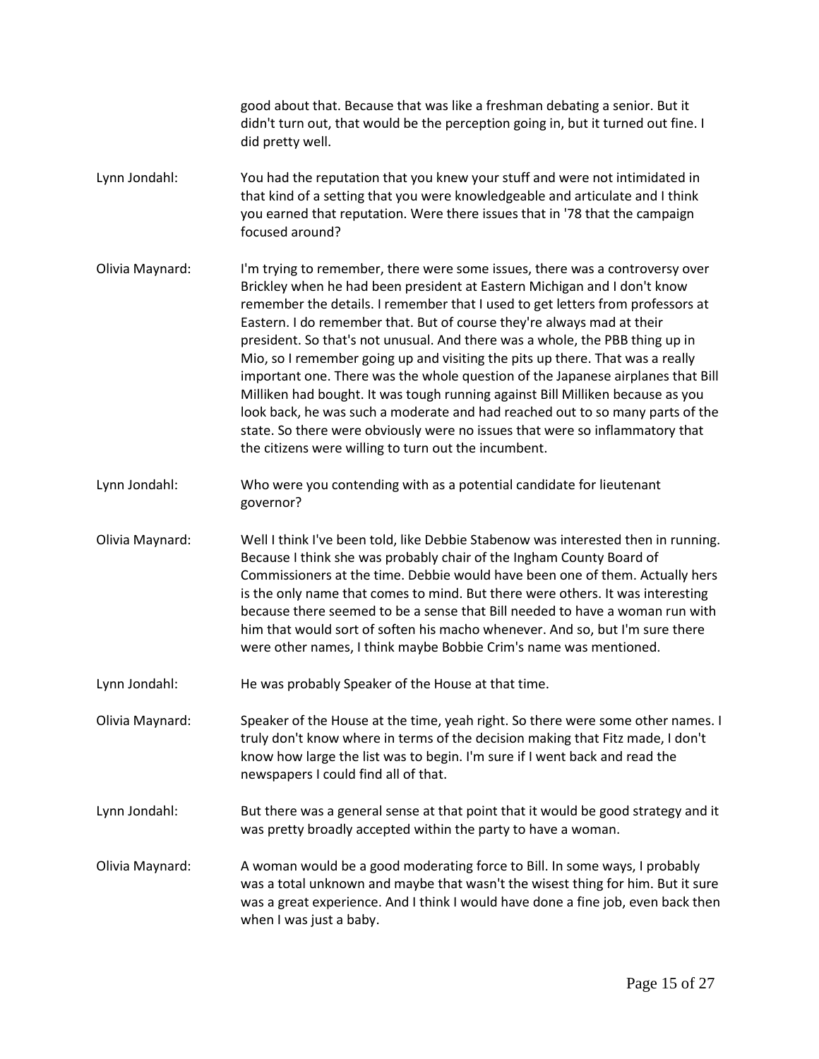good about that. Because that was like a freshman debating a senior. But it didn't turn out, that would be the perception going in, but it turned out fine. I did pretty well.

Lynn Jondahl: You had the reputation that you knew your stuff and were not intimidated in that kind of a setting that you were knowledgeable and articulate and I think you earned that reputation. Were there issues that in '78 that the campaign focused around?

Olivia Maynard: I'm trying to remember, there were some issues, there was a controversy over Brickley when he had been president at Eastern Michigan and I don't know remember the details. I remember that I used to get letters from professors at Eastern. I do remember that. But of course they're always mad at their president. So that's not unusual. And there was a whole, the PBB thing up in Mio, so I remember going up and visiting the pits up there. That was a really important one. There was the whole question of the Japanese airplanes that Bill Milliken had bought. It was tough running against Bill Milliken because as you look back, he was such a moderate and had reached out to so many parts of the state. So there were obviously were no issues that were so inflammatory that the citizens were willing to turn out the incumbent.

Lynn Jondahl: Who were you contending with as a potential candidate for lieutenant governor?

Olivia Maynard: Well I think I've been told, like Debbie Stabenow was interested then in running. Because I think she was probably chair of the Ingham County Board of Commissioners at the time. Debbie would have been one of them. Actually hers is the only name that comes to mind. But there were others. It was interesting because there seemed to be a sense that Bill needed to have a woman run with him that would sort of soften his macho whenever. And so, but I'm sure there were other names, I think maybe Bobbie Crim's name was mentioned.

Lynn Jondahl: He was probably Speaker of the House at that time.

Olivia Maynard: Speaker of the House at the time, yeah right. So there were some other names. I truly don't know where in terms of the decision making that Fitz made, I don't know how large the list was to begin. I'm sure if I went back and read the newspapers I could find all of that.

Lynn Jondahl: But there was a general sense at that point that it would be good strategy and it was pretty broadly accepted within the party to have a woman.

Olivia Maynard: A woman would be a good moderating force to Bill. In some ways, I probably was a total unknown and maybe that wasn't the wisest thing for him. But it sure was a great experience. And I think I would have done a fine job, even back then when I was just a baby.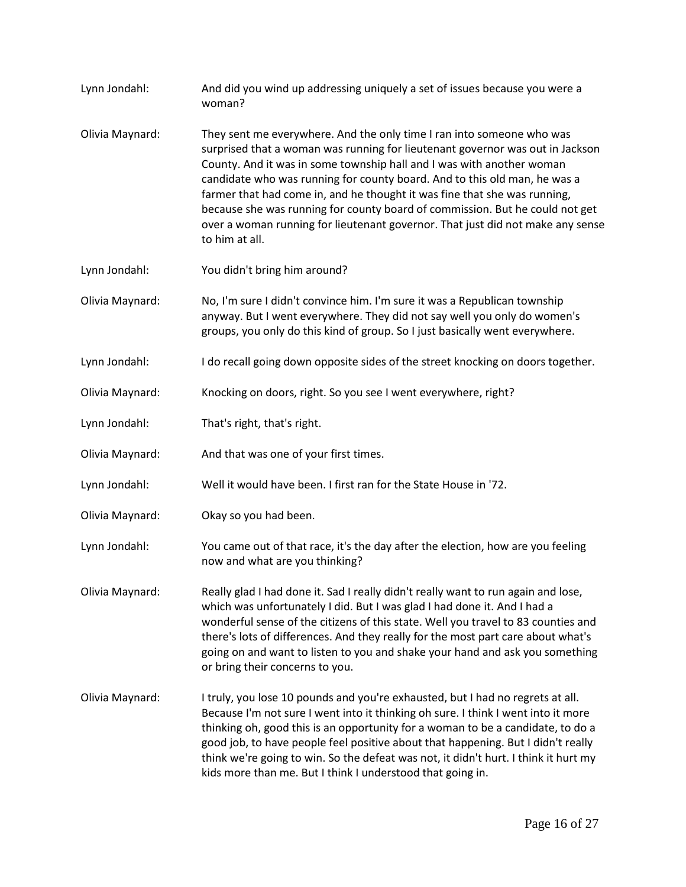Lynn Jondahl: And did you wind up addressing uniquely a set of issues because you were a woman?

Olivia Maynard: They sent me everywhere. And the only time I ran into someone who was surprised that a woman was running for lieutenant governor was out in Jackson County. And it was in some township hall and I was with another woman candidate who was running for county board. And to this old man, he was a farmer that had come in, and he thought it was fine that she was running, because she was running for county board of commission. But he could not get over a woman running for lieutenant governor. That just did not make any sense to him at all.

Lynn Jondahl: You didn't bring him around?

Olivia Maynard: No, I'm sure I didn't convince him. I'm sure it was a Republican township anyway. But I went everywhere. They did not say well you only do women's groups, you only do this kind of group. So I just basically went everywhere.

Lynn Jondahl: I do recall going down opposite sides of the street knocking on doors together.

Olivia Maynard: Knocking on doors, right. So you see I went everywhere, right?

Lynn Jondahl: That's right, that's right.

Olivia Maynard: And that was one of your first times.

Lynn Jondahl: Well it would have been. I first ran for the State House in '72.

Olivia Maynard: Okay so you had been.

Lynn Jondahl: You came out of that race, it's the day after the election, how are you feeling now and what are you thinking?

Olivia Maynard: Really glad I had done it. Sad I really didn't really want to run again and lose, which was unfortunately I did. But I was glad I had done it. And I had a wonderful sense of the citizens of this state. Well you travel to 83 counties and there's lots of differences. And they really for the most part care about what's going on and want to listen to you and shake your hand and ask you something or bring their concerns to you.

Olivia Maynard: I truly, you lose 10 pounds and you're exhausted, but I had no regrets at all. Because I'm not sure I went into it thinking oh sure. I think I went into it more thinking oh, good this is an opportunity for a woman to be a candidate, to do a good job, to have people feel positive about that happening. But I didn't really think we're going to win. So the defeat was not, it didn't hurt. I think it hurt my kids more than me. But I think I understood that going in.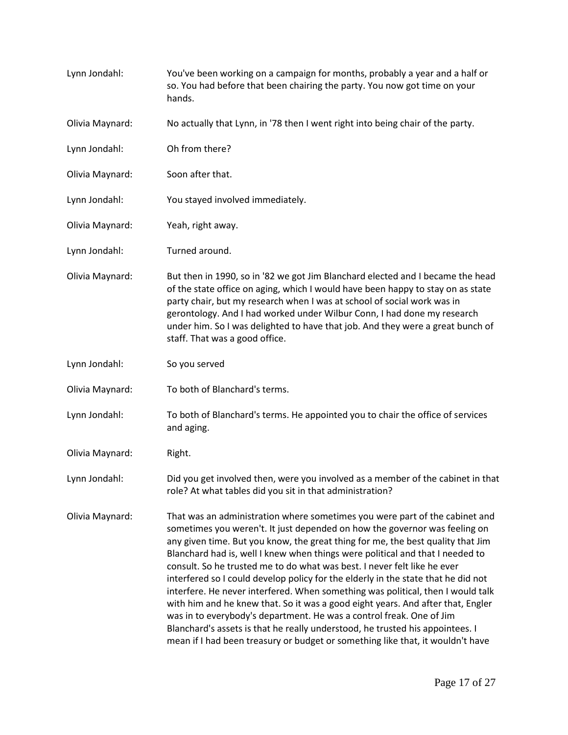Lynn Jondahl: You've been working on a campaign for months, probably a year and a half or so. You had before that been chairing the party. You now got time on your hands.

Olivia Maynard: No actually that Lynn, in '78 then I went right into being chair of the party.

Lynn Jondahl: Oh from there?

Olivia Maynard: Soon after that.

Lynn Jondahl: You stayed involved immediately.

Olivia Maynard: Yeah, right away.

Lynn Jondahl: Turned around.

Olivia Maynard: But then in 1990, so in '82 we got Jim Blanchard elected and I became the head of the state office on aging, which I would have been happy to stay on as state party chair, but my research when I was at school of social work was in gerontology. And I had worked under Wilbur Conn, I had done my research under him. So I was delighted to have that job. And they were a great bunch of staff. That was a good office.

Lynn Jondahl: So you served

Olivia Maynard: To both of Blanchard's terms.

Lynn Jondahl: To both of Blanchard's terms. He appointed you to chair the office of services and aging.

Olivia Maynard: Right.

Lynn Jondahl: Did you get involved then, were you involved as a member of the cabinet in that role? At what tables did you sit in that administration?

Olivia Maynard: That was an administration where sometimes you were part of the cabinet and sometimes you weren't. It just depended on how the governor was feeling on any given time. But you know, the great thing for me, the best quality that Jim Blanchard had is, well I knew when things were political and that I needed to consult. So he trusted me to do what was best. I never felt like he ever interfered so I could develop policy for the elderly in the state that he did not interfere. He never interfered. When something was political, then I would talk with him and he knew that. So it was a good eight years. And after that, Engler was in to everybody's department. He was a control freak. One of Jim Blanchard's assets is that he really understood, he trusted his appointees. I mean if I had been treasury or budget or something like that, it wouldn't have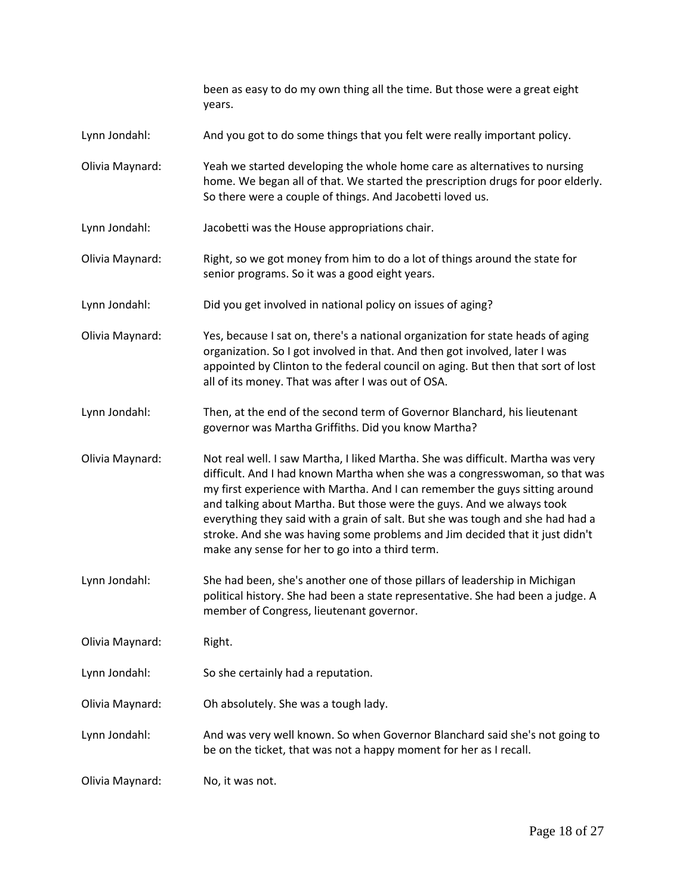been as easy to do my own thing all the time. But those were a great eight years.

**Lynn Jondahl:** And you got to do some things that you felt were really important policy.

**Olivia Maynard:** Yeah we started developing the whole home care as alternatives to nursing home. We began all of that. We started the prescription drugs for poor elderly. So there were a couple of things. And Jacobetti loved us.

**Lynn Jondahl:** Jacobetti was the House appropriations chair.

**Olivia Maynard:** Right, so we got money from him to do a lot of things around the state for senior programs. So it was a good eight years.

**Lynn Jondahl:** Did you get involved in national policy on issues of aging?

**Olivia Maynard:** Yes, because I sat on, there's a national organization for state heads of aging organization. So I got involved in that. And then got involved, later I was appointed by Clinton to the federal council on aging. But then that sort of lost all of its money. That was after I was out of OSA.

**Lynn Jondahl:** Then, at the end of the second term of Governor Blanchard, his lieutenant governor was Martha Griffiths. Did you know Martha?

**Olivia Maynard:** Not real well. I saw Martha, I liked Martha. She was difficult. Martha was very difficult. And I had known Martha when she was a congresswoman, so that was my first experience with Martha. And I can remember the guys sitting around and talking about Martha. But those were the guys. And we always took everything they said with a grain of salt. But she was tough and she had had a stroke. And she was having some problems and Jim decided that it just didn't make any sense for her to go into a third term.

**Lynn Jondahl:** She had been, she's another one of those pillars of leadership in Michigan political history. She had been a state representative. She had been a judge. A member of Congress, lieutenant governor.

**Olivia Maynard:** Right.

**Lynn Jondahl:** So she certainly had a reputation.

**Olivia Maynard:** Oh absolutely. She was a tough lady.

**Lynn Jondahl:** And was very well known. So when Governor Blanchard said she's not going to be on the ticket, that was not a happy moment for her as I recall.

**Olivia Maynard:** No, it was not.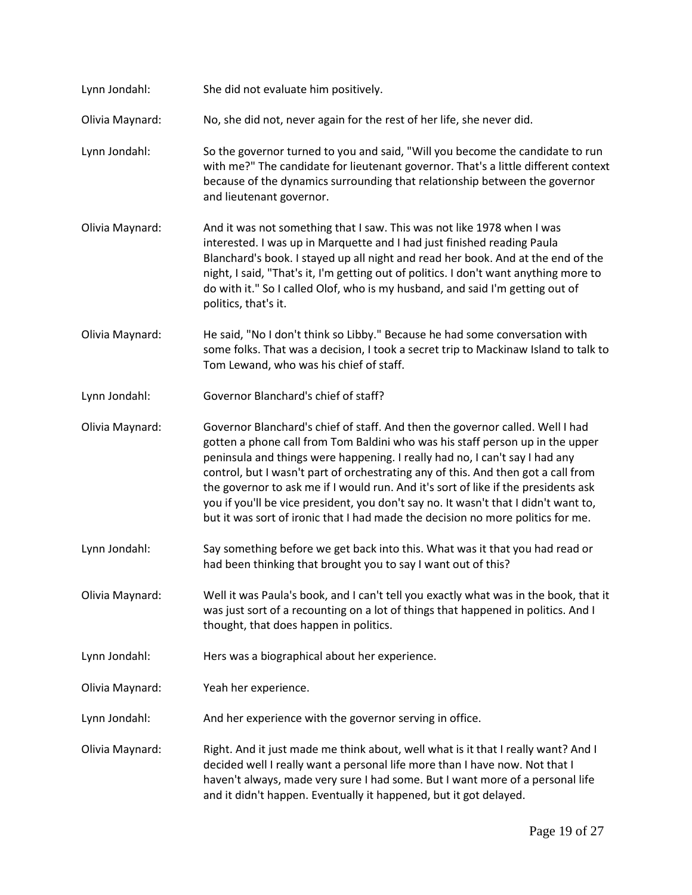Lynn Jondahl: She did not evaluate him positively.

Olivia Maynard: No, she did not, never again for the rest of her life, she never did.

Lynn Jondahl: So the governor turned to you and said, "Will you become the candidate to run with me?" The candidate for lieutenant governor. That's a little different context because of the dynamics surrounding that relationship between the governor and lieutenant governor.

Olivia Maynard: And it was not something that I saw. This was not like 1978 when I was interested. I was up in Marquette and I had just finished reading Paula Blanchard's book. I stayed up all night and read her book. And at the end of the night, I said, "That's it, I'm getting out of politics. I don't want anything more to do with it." So I called Olof, who is my husband, and said I'm getting out of politics, that's it.

Olivia Maynard: He said, "No I don't think so Libby." Because he had some conversation with some folks. That was a decision, I took a secret trip to Mackinaw Island to talk to Tom Lewand, who was his chief of staff.

Lynn Jondahl: Governor Blanchard's chief of staff?

Olivia Maynard: Governor Blanchard's chief of staff. And then the governor called. Well I had gotten a phone call from Tom Baldini who was his staff person up in the upper peninsula and things were happening. I really had no, I can't say I had any control, but I wasn't part of orchestrating any of this. And then got a call from the governor to ask me if I would run. And it's sort of like if the presidents ask you if you'll be vice president, you don't say no. It wasn't that I didn't want to, but it was sort of ironic that I had made the decision no more politics for me.

Lynn Jondahl: Say something before we get back into this. What was it that you had read or had been thinking that brought you to say I want out of this?

Olivia Maynard: Well it was Paula's book, and I can't tell you exactly what was in the book, that it was just sort of a recounting on a lot of things that happened in politics. And I thought, that does happen in politics.

Lynn Jondahl: Hers was a biographical about her experience.

Olivia Maynard: Yeah her experience.

Lynn Jondahl: And her experience with the governor serving in office.

Olivia Maynard: Right. And it just made me think about, well what is it that I really want? And I decided well I really want a personal life more than I have now. Not that I haven't always, made very sure I had some. But I want more of a personal life and it didn't happen. Eventually it happened, but it got delayed.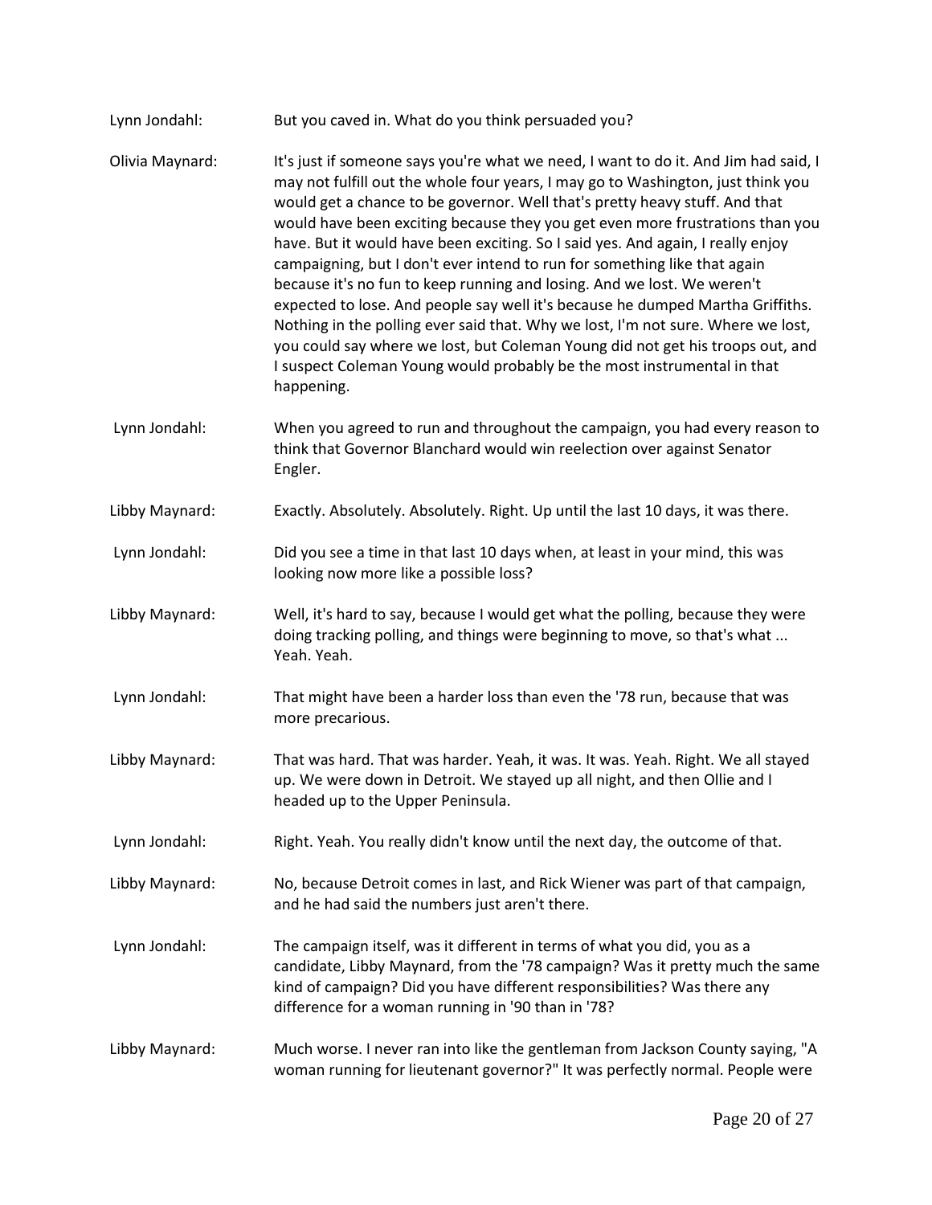Lynn Jondahl: But you caved in. What do you think persuaded you?

Olivia Maynard: It's just if someone says you're what we need, I want to do it. And Jim had said, I may not fulfill out the whole four years, I may go to Washington, just think you would get a chance to be governor. Well that's pretty heavy stuff. And that would have been exciting because they you get even more frustrations than you have. But it would have been exciting. So I said yes. And again, I really enjoy campaigning, but I don't ever intend to run for something like that again because it's no fun to keep running and losing. And we lost. We weren't expected to lose. And people say well it's because he dumped Martha Griffiths. Nothing in the polling ever said that. Why we lost, I'm not sure. Where we lost, you could say where we lost, but Coleman Young did not get his troops out, and I suspect Coleman Young would probably be the most instrumental in that happening.

Lynn Jondahl: When you agreed to run and throughout the campaign, you had every reason to think that Governor Blanchard would win reelection over against Senator Engler.

Libby Maynard: Exactly. Absolutely. Absolutely. Right. Up until the last 10 days, it was there.

Lynn Jondahl: Did you see a time in that last 10 days when, at least in your mind, this was looking now more like a possible loss?

Libby Maynard: Well, it's hard to say, because I would get what the polling, because they were doing tracking polling, and things were beginning to move, so that's what ... Yeah. Yeah.

Lynn Jondahl: That might have been a harder loss than even the '78 run, because that was more precarious.

Libby Maynard: That was hard. That was harder. Yeah, it was. It was. Yeah. Right. We all stayed up. We were down in Detroit. We stayed up all night, and then Ollie and I headed up to the Upper Peninsula.

Lynn Jondahl: Right. Yeah. You really didn't know until the next day, the outcome of that.

Libby Maynard: No, because Detroit comes in last, and Rick Wiener was part of that campaign, and he had said the numbers just aren't there.

Lynn Jondahl: The campaign itself, was it different in terms of what you did, you as a candidate, Libby Maynard, from the '78 campaign? Was it pretty much the same kind of campaign? Did you have different responsibilities? Was there any difference for a woman running in '90 than in '78?

Libby Maynard: Much worse. I never ran into like the gentleman from Jackson County saying, "A woman running for lieutenant governor?" It was perfectly normal. People were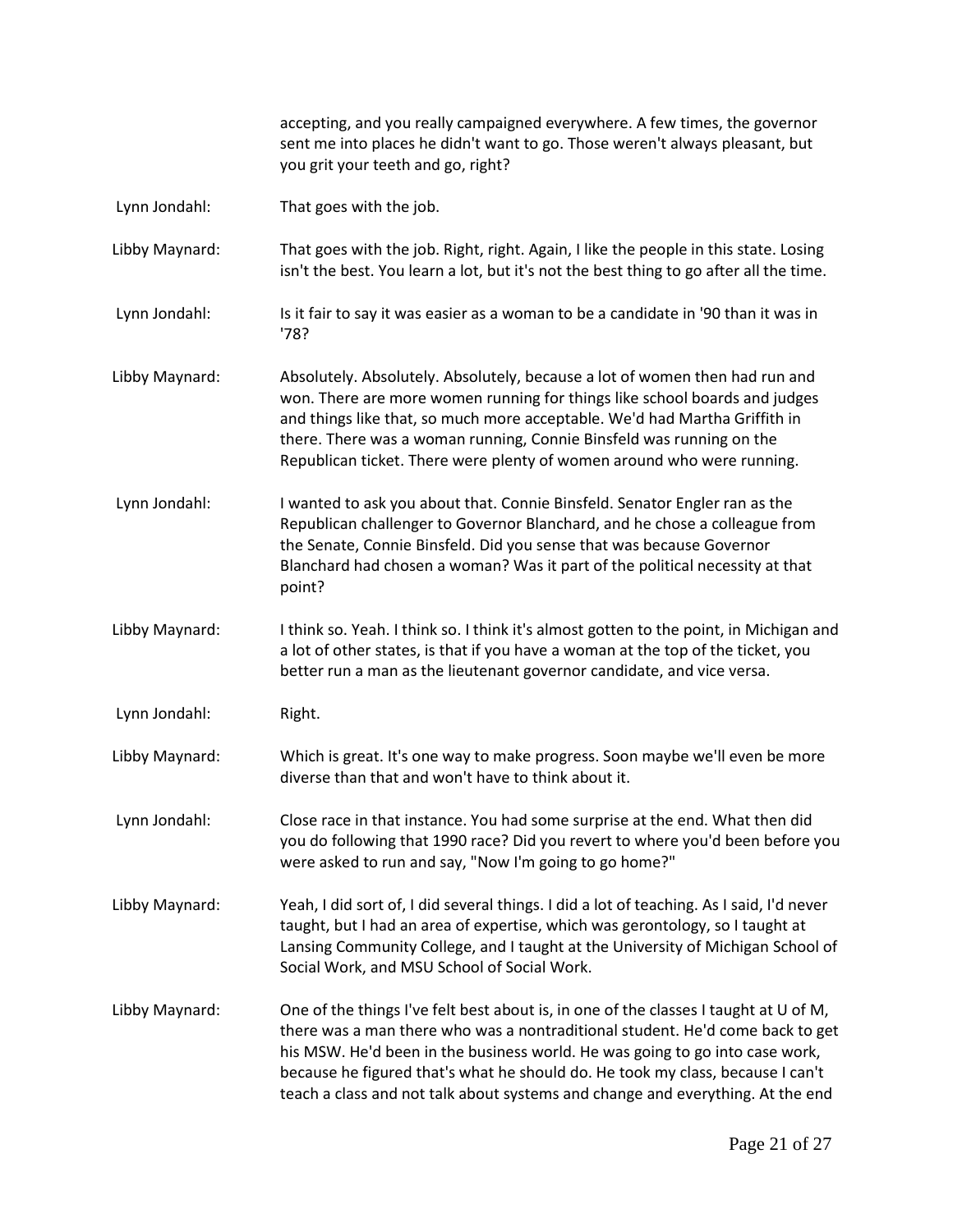accepting, and you really campaigned everywhere. A few times, the governor sent me into places he didn't want to go. Those weren't always pleasant, but you grit your teeth and go, right?

Lynn Jondahl: That goes with the job.

Libby Maynard: That goes with the job. Right, right. Again, I like the people in this state. Losing isn't the best. You learn a lot, but it's not the best thing to go after all the time.

Lynn Jondahl: Is it fair to say it was easier as a woman to be a candidate in '90 than it was in '78?

Libby Maynard: Absolutely. Absolutely. Absolutely, because a lot of women then had run and won. There are more women running for things like school boards and judges and things like that, so much more acceptable. We'd had Martha Griffith in there. There was a woman running, Connie Binsfeld was running on the Republican ticket. There were plenty of women around who were running.

Lynn Jondahl: I wanted to ask you about that. Connie Binsfeld. Senator Engler ran as the Republican challenger to Governor Blanchard, and he chose a colleague from the Senate, Connie Binsfeld. Did you sense that was because Governor Blanchard had chosen a woman? Was it part of the political necessity at that point?

Libby Maynard: I think so. Yeah. I think so. I think it's almost gotten to the point, in Michigan and a lot of other states, is that if you have a woman at the top of the ticket, you better run a man as the lieutenant governor candidate, and vice versa.

Lynn Jondahl: Right.

Libby Maynard: Which is great. It's one way to make progress. Soon maybe we'll even be more diverse than that and won't have to think about it.

Lynn Jondahl: Close race in that instance. You had some surprise at the end. What then did you do following that 1990 race? Did you revert to where you'd been before you were asked to run and say, "Now I'm going to go home?"

Libby Maynard: Yeah, I did sort of, I did several things. I did a lot of teaching. As I said, I'd never taught, but I had an area of expertise, which was gerontology, so I taught at Lansing Community College, and I taught at the University of Michigan School of Social Work, and MSU School of Social Work.

Libby Maynard: One of the things I've felt best about is, in one of the classes I taught at U of M, there was a man there who was a nontraditional student. He'd come back to get his MSW. He'd been in the business world. He was going to go into case work, because he figured that's what he should do. He took my class, because I can't teach a class and not talk about systems and change and everything. At the end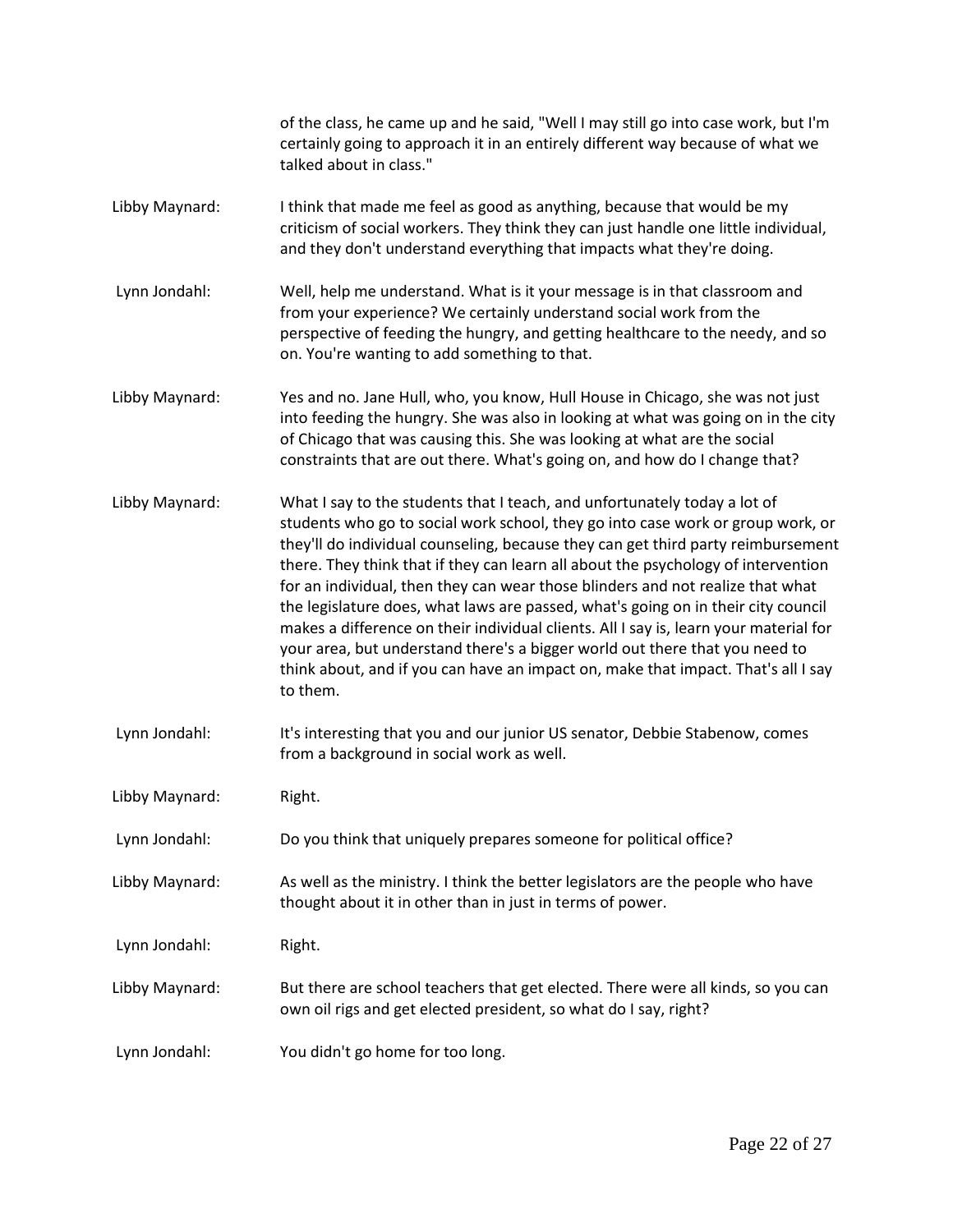of the class, he came up and he said, "Well I may still go into case work, but I'm certainly going to approach it in an entirely different way because of what we talked about in class."

Libby Maynard: I think that made me feel as good as anything, because that would be my criticism of social workers. They think they can just handle one little individual, and they don't understand everything that impacts what they're doing.

Lynn Jondahl: Well, help me understand. What is it your message is in that classroom and from your experience? We certainly understand social work from the perspective of feeding the hungry, and getting healthcare to the needy, and so on. You're wanting to add something to that.

Libby Maynard: Yes and no. Jane Hull, who, you know, Hull House in Chicago, she was not just into feeding the hungry. She was also in looking at what was going on in the city of Chicago that was causing this. She was looking at what are the social constraints that are out there. What's going on, and how do I change that?

Libby Maynard: What I say to the students that I teach, and unfortunately today a lot of students who go to social work school, they go into case work or group work, or they'll do individual counseling, because they can get third party reimbursement there. They think that if they can learn all about the psychology of intervention for an individual, then they can wear those blinders and not realize that what the legislature does, what laws are passed, what's going on in their city council makes a difference on their individual clients. All I say is, learn your material for your area, but understand there's a bigger world out there that you need to think about, and if you can have an impact on, make that impact. That's all I say to them.

Lynn Jondahl: It's interesting that you and our junior US senator, Debbie Stabenow, comes from a background in social work as well.

Libby Maynard: Right.

Lynn Jondahl: Do you think that uniquely prepares someone for political office?

Libby Maynard: As well as the ministry. I think the better legislators are the people who have thought about it in other than in just in terms of power.

Lynn Jondahl: Right.

Libby Maynard: But there are school teachers that get elected. There were all kinds, so you can own oil rigs and get elected president, so what do I say, right?

Lynn Jondahl: You didn't go home for too long.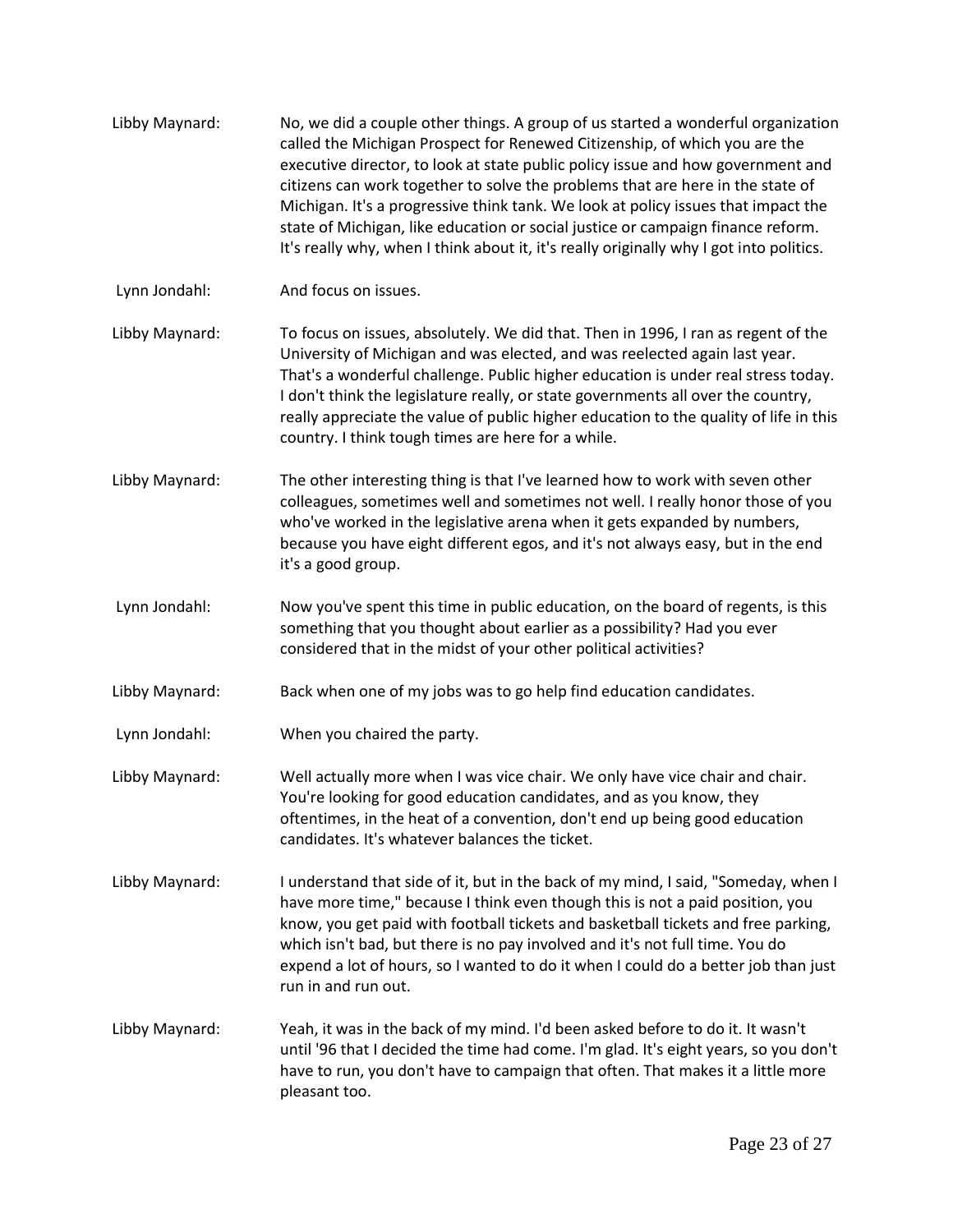Libby Maynard: No, we did a couple other things. A group of us started a wonderful organization called the Michigan Prospect for Renewed Citizenship, of which you are the executive director, to look at state public policy issue and how government and citizens can work together to solve the problems that are here in the state of Michigan. It's a progressive think tank. We look at policy issues that impact the state of Michigan, like education or social justice or campaign finance reform. It's really why, when I think about it, it's really originally why I got into politics.

Lynn Jondahl: And focus on issues.

Libby Maynard: To focus on issues, absolutely. We did that. Then in 1996, I ran as regent of the University of Michigan and was elected, and was reelected again last year. That's a wonderful challenge. Public higher education is under real stress today. I don't think the legislature really, or state governments all over the country, really appreciate the value of public higher education to the quality of life in this country. I think tough times are here for a while.

Libby Maynard: The other interesting thing is that I've learned how to work with seven other colleagues, sometimes well and sometimes not well. I really honor those of you who've worked in the legislative arena when it gets expanded by numbers, because you have eight different egos, and it's not always easy, but in the end it's a good group.

Lynn Jondahl: Now you've spent this time in public education, on the board of regents, is this something that you thought about earlier as a possibility? Had you ever considered that in the midst of your other political activities?

Libby Maynard: Back when one of my jobs was to go help find education candidates.

Lynn Jondahl: When you chaired the party.

Libby Maynard: Well actually more when I was vice chair. We only have vice chair and chair. You're looking for good education candidates, and as you know, they oftentimes, in the heat of a convention, don't end up being good education candidates. It's whatever balances the ticket.

Libby Maynard: I understand that side of it, but in the back of my mind, I said, "Someday, when I have more time," because I think even though this is not a paid position, you know, you get paid with football tickets and basketball tickets and free parking, which isn't bad, but there is no pay involved and it's not full time. You do expend a lot of hours, so I wanted to do it when I could do a better job than just run in and run out.

Libby Maynard: Yeah, it was in the back of my mind. I'd been asked before to do it. It wasn't until '96 that I decided the time had come. I'm glad. It's eight years, so you don't have to run, you don't have to campaign that often. That makes it a little more pleasant too.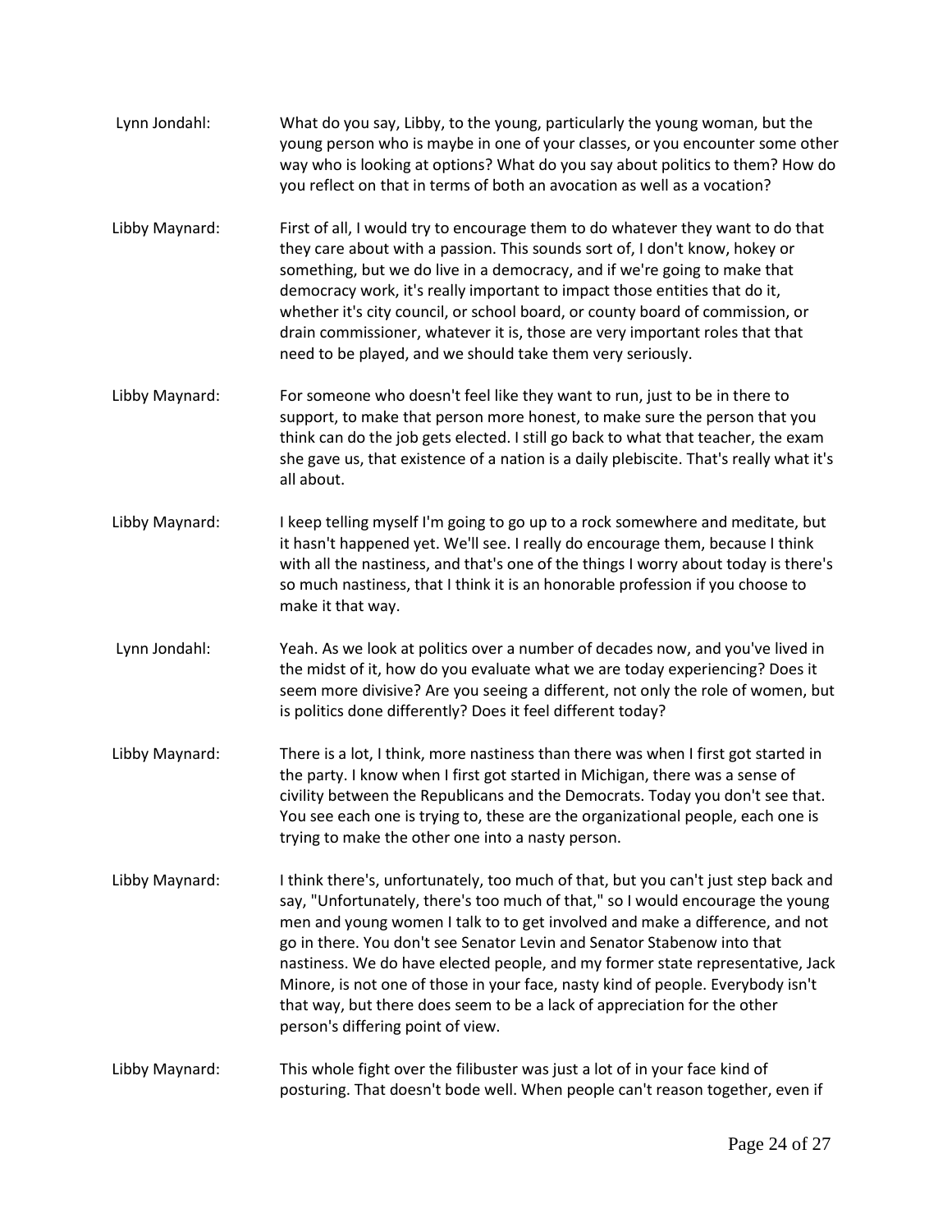Lynn Jondahl: What do you say, Libby, to the young, particularly the young woman, but the young person who is maybe in one of your classes, or you encounter some other way who is looking at options? What do you say about politics to them? How do you reflect on that in terms of both an avocation as well as a vocation?

Libby Maynard: First of all, I would try to encourage them to do whatever they want to do that they care about with a passion. This sounds sort of, I don't know, hokey or something, but we do live in a democracy, and if we're going to make that democracy work, it's really important to impact those entities that do it, whether it's city council, or school board, or county board of commission, or drain commissioner, whatever it is, those are very important roles that that need to be played, and we should take them very seriously.

Libby Maynard: For someone who doesn't feel like they want to run, just to be in there to support, to make that person more honest, to make sure the person that you think can do the job gets elected. I still go back to what that teacher, the exam she gave us, that existence of a nation is a daily plebiscite. That's really what it's all about.

Libby Maynard: I keep telling myself I'm going to go up to a rock somewhere and meditate, but it hasn't happened yet. We'll see. I really do encourage them, because I think with all the nastiness, and that's one of the things I worry about today is there's so much nastiness, that I think it is an honorable profession if you choose to make it that way.

Lynn Jondahl: Yeah. As we look at politics over a number of decades now, and you've lived in the midst of it, how do you evaluate what we are today experiencing? Does it seem more divisive? Are you seeing a different, not only the role of women, but is politics done differently? Does it feel different today?

Libby Maynard: There is a lot, I think, more nastiness than there was when I first got started in the party. I know when I first got started in Michigan, there was a sense of civility between the Republicans and the Democrats. Today you don't see that. You see each one is trying to, these are the organizational people, each one is trying to make the other one into a nasty person.

Libby Maynard: I think there's, unfortunately, too much of that, but you can't just step back and say, "Unfortunately, there's too much of that," so I would encourage the young men and young women I talk to to get involved and make a difference, and not go in there. You don't see Senator Levin and Senator Stabenow into that nastiness. We do have elected people, and my former state representative, Jack Minore, is not one of those in your face, nasty kind of people. Everybody isn't that way, but there does seem to be a lack of appreciation for the other person's differing point of view.

Libby Maynard: This whole fight over the filibuster was just a lot of in your face kind of posturing. That doesn't bode well. When people can't reason together, even if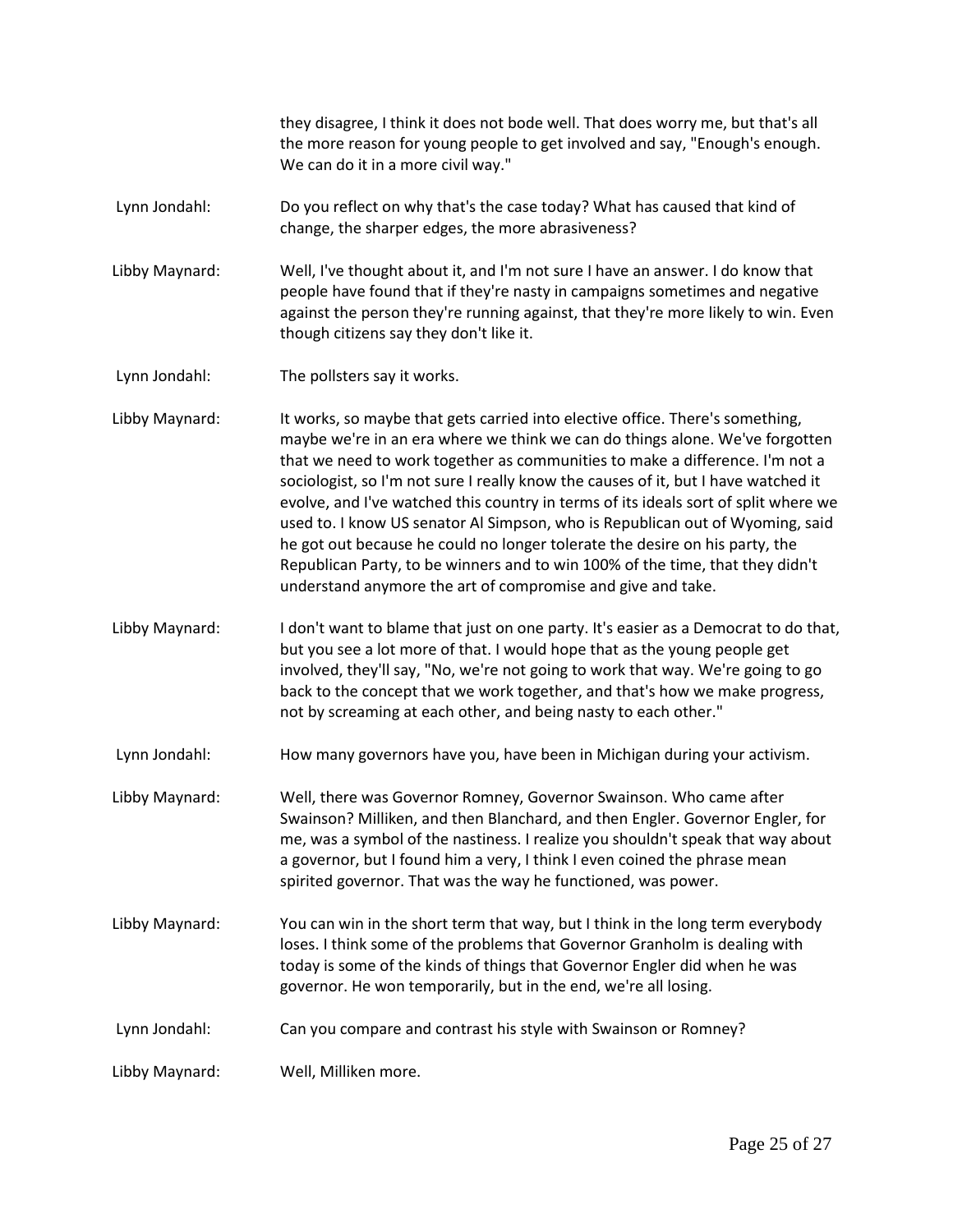they disagree, I think it does not bode well. That does worry me, but that's all the more reason for young people to get involved and say, "Enough's enough. We can do it in a more civil way."

**Lynn Jondahl:** Do you reflect on why that's the case today? What has caused that kind of change, the sharper edges, the more abrasiveness?

**Libby Maynard:** Well, I've thought about it, and I'm not sure I have an answer. I do know that people have found that if they're nasty in campaigns sometimes and negative against the person they're running against, that they're more likely to win. Even though citizens say they don't like it.

**Lynn Jondahl:** The pollsters say it works.

**Libby Maynard:** It works, so maybe that gets carried into elective office. There's something, maybe we're in an era where we think we can do things alone. We've forgotten that we need to work together as communities to make a difference. I'm not a sociologist, so I'm not sure I really know the causes of it, but I have watched it evolve, and I've watched this country in terms of its ideals sort of split where we used to. I know US senator Al Simpson, who is Republican out of Wyoming, said he got out because he could no longer tolerate the desire on his party, the Republican Party, to be winners and to win 100% of the time, that they didn't understand anymore the art of compromise and give and take.

**Libby Maynard:** I don't want to blame that just on one party. It's easier as a Democrat to do that, but you see a lot more of that. I would hope that as the young people get involved, they'll say, "No, we're not going to work that way. We're going to go back to the concept that we work together, and that's how we make progress, not by screaming at each other, and being nasty to each other."

**Lynn Jondahl:** How many governors have you, have been in Michigan during your activism.

**Libby Maynard:** Well, there was Governor Romney, Governor Swainson. Who came after Swainson? Milliken, and then Blanchard, and then Engler. Governor Engler, for me, was a symbol of the nastiness. I realize you shouldn't speak that way about a governor, but I found him a very, I think I even coined the phrase mean spirited governor. That was the way he functioned, was power.

**Libby Maynard:** You can win in the short term that way, but I think in the long term everybody loses. I think some of the problems that Governor Granholm is dealing with today is some of the kinds of things that Governor Engler did when he was governor. He won temporarily, but in the end, we're all losing.

**Lynn Jondahl:** Can you compare and contrast his style with Swainson or Romney?

**Libby Maynard:** Well, Milliken more.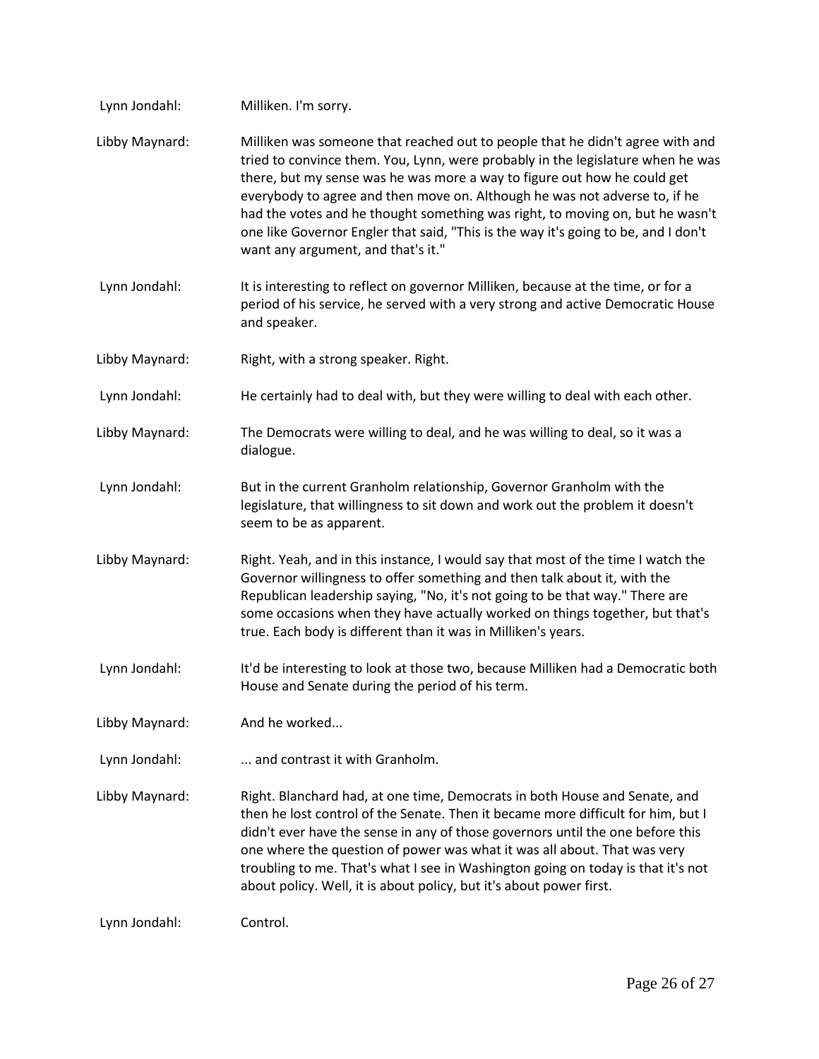Lynn Jondahl: Milliken. I'm sorry.

Libby Maynard: Milliken was someone that reached out to people that he didn't agree with and tried to convince them. You, Lynn, were probably in the legislature when he was there, but my sense was he was more a way to figure out how he could get everybody to agree and then move on. Although he was not adverse to, if he had the votes and he thought something was right, to moving on, but he wasn't one like Governor Engler that said, "This is the way it's going to be, and I don't want any argument, and that's it."

Lynn Jondahl: It is interesting to reflect on governor Milliken, because at the time, or for a period of his service, he served with a very strong and active Democratic House and speaker.

Libby Maynard: Right, with a strong speaker. Right.

Lynn Jondahl: He certainly had to deal with, but they were willing to deal with each other.

Libby Maynard: The Democrats were willing to deal, and he was willing to deal, so it was a dialogue.

Lynn Jondahl: But in the current Granholm relationship, Governor Granholm with the legislature, that willingness to sit down and work out the problem it doesn't seem to be as apparent.

Libby Maynard: Right. Yeah, and in this instance, I would say that most of the time I watch the Governor willingness to offer something and then talk about it, with the Republican leadership saying, "No, it's not going to be that way." There are some occasions when they have actually worked on things together, but that's true. Each body is different than it was in Milliken's years.

Lynn Jondahl: It'd be interesting to look at those two, because Milliken had a Democratic both House and Senate during the period of his term.

Libby Maynard: And he worked...

Lynn Jondahl: ... and contrast it with Granholm.

Libby Maynard: Right. Blanchard had, at one time, Democrats in both House and Senate, and then he lost control of the Senate. Then it became more difficult for him, but I didn't ever have the sense in any of those governors until the one before this one where the question of power was what it was all about. That was very troubling to me. That's what I see in Washington going on today is that it's not about policy. Well, it is about policy, but it's about power first.

Lynn Jondahl: Control.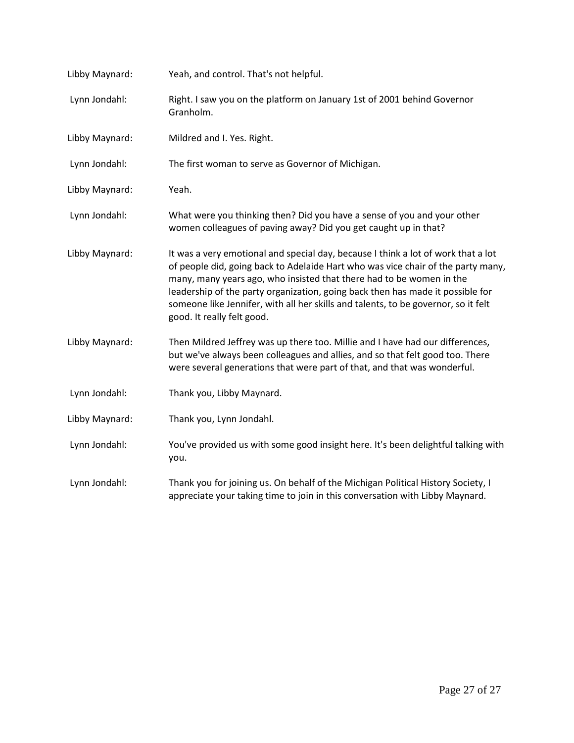Libby Maynard: Yeah, and control. That's not helpful.

Lynn Jondahl: Right. I saw you on the platform on January 1st of 2001 behind Governor Granholm.

Libby Maynard: Mildred and I. Yes. Right.

Lynn Jondahl: The first woman to serve as Governor of Michigan.

Libby Maynard: Yeah.

Lynn Jondahl: What were you thinking then? Did you have a sense of you and your other women colleagues of paving away? Did you get caught up in that?

Libby Maynard: It was a very emotional and special day, because I think a lot of work that a lot of people did, going back to Adelaide Hart who was vice chair of the party many, many, many years ago, who insisted that there had to be women in the leadership of the party organization, going back then has made it possible for someone like Jennifer, with all her skills and talents, to be governor, so it felt good. It really felt good.

Libby Maynard: Then Mildred Jeffrey was up there too. Millie and I have had our differences, but we've always been colleagues and allies, and so that felt good too. There were several generations that were part of that, and that was wonderful.

Lynn Jondahl: Thank you, Libby Maynard.

Libby Maynard: Thank you, Lynn Jondahl.

Lynn Jondahl: You've provided us with some good insight here. It's been delightful talking with you.

Lynn Jondahl: Thank you for joining us. On behalf of the Michigan Political History Society, I appreciate your taking time to join in this conversation with Libby Maynard.